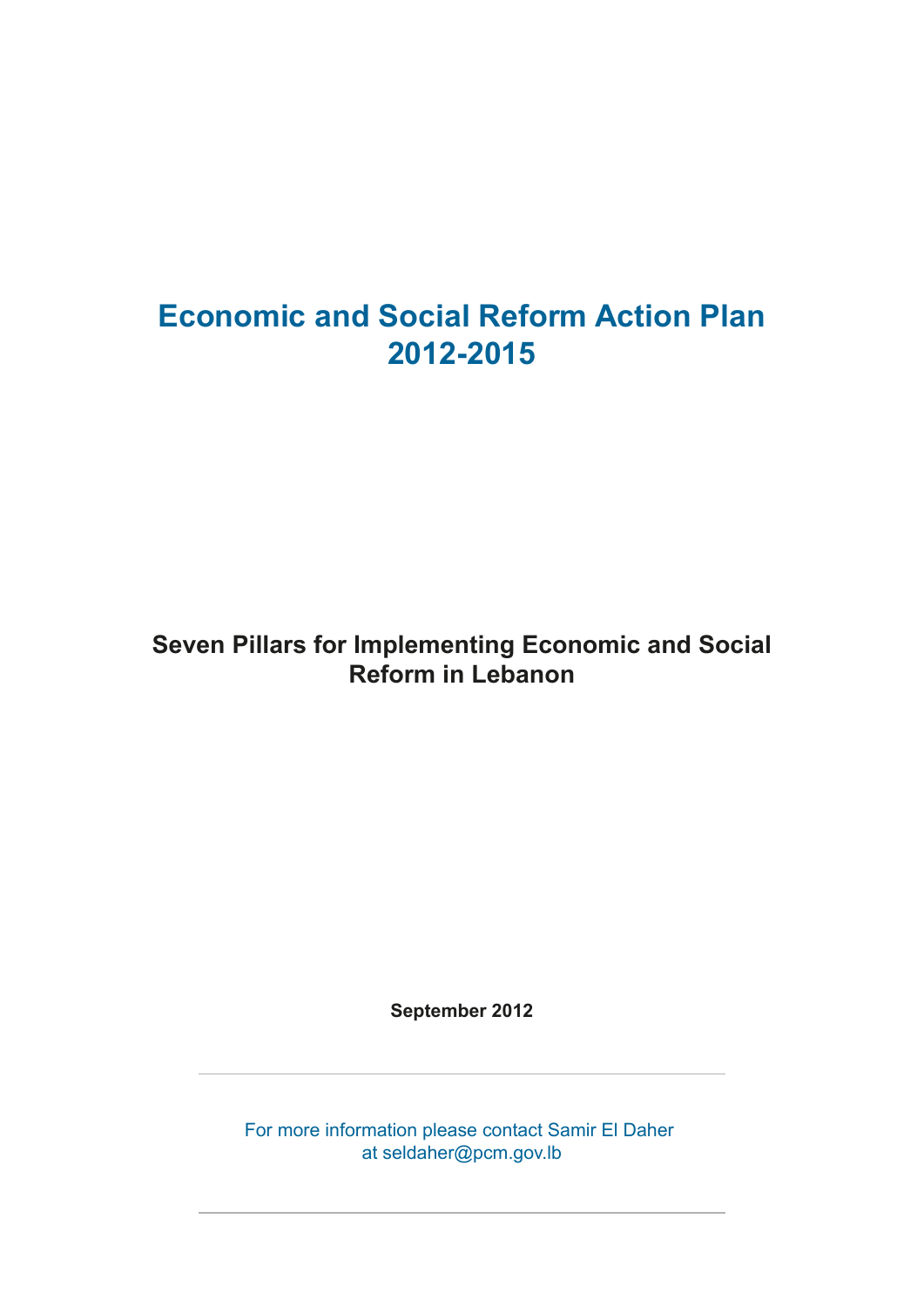# Economic and Social Reform Action Plan 2012-2015

## Seven Pillars for Implementing Economic and Social Reform in Lebanon

**September 2012**

---

For more information please contact Samir El Daher at seldaher@pcm.gov.lb

---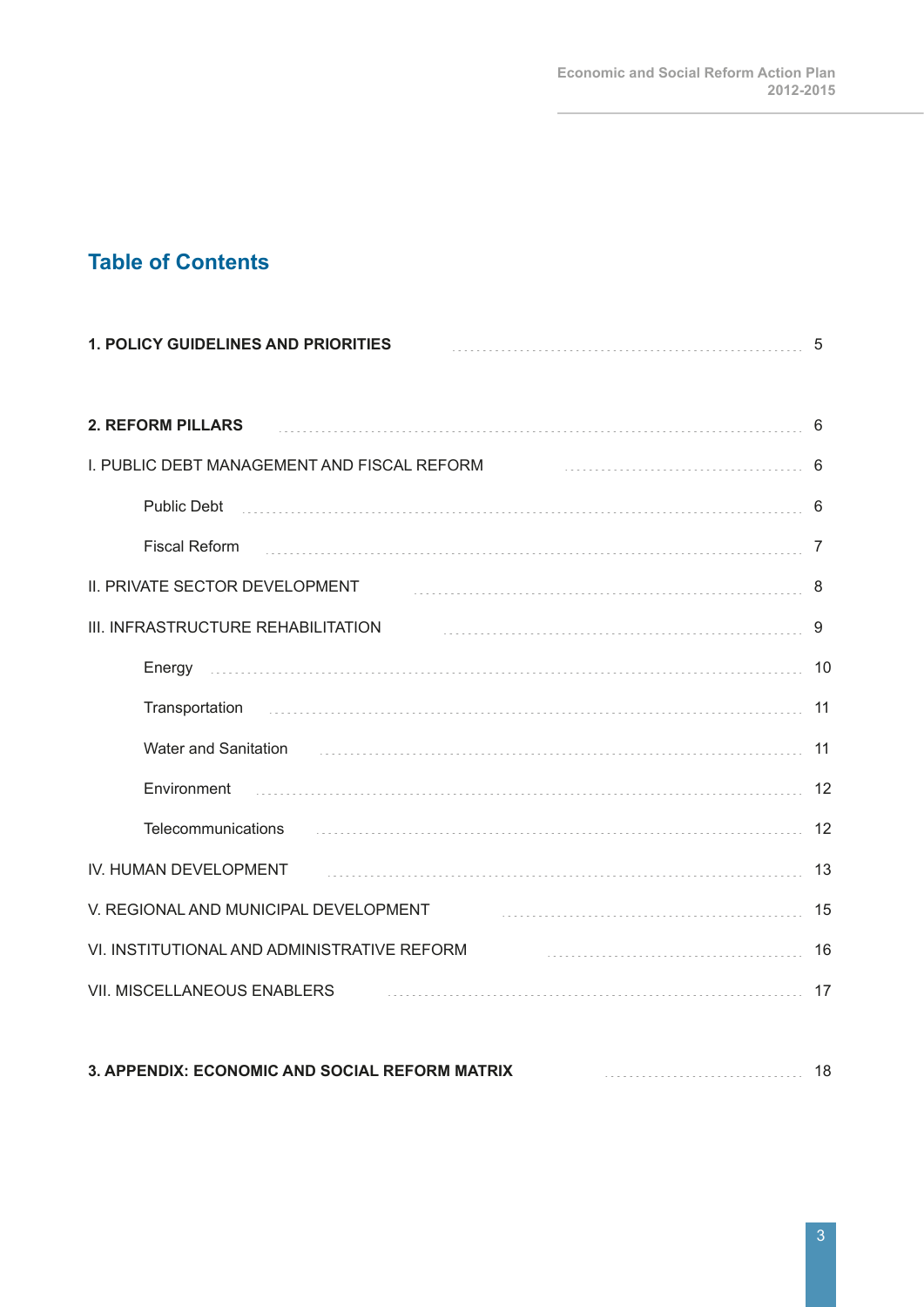# Table of Contents

| | |
|---|---|
| **1. POLICY GUIDELINES AND PRIORITIES** | 5 |
| **2. REFORM PILLARS** | 6 |
| I. PUBLIC DEBT MANAGEMENT AND FISCAL REFORM | 6 |
| Public Debt | 6 |
| Fiscal Reform | 7 |
| II. PRIVATE SECTOR DEVELOPMENT | 8 |
| III. INFRASTRUCTURE REHABILITATION | 9 |
| Energy | 10 |
| Transportation | 11 |
| Water and Sanitation | 11 |
| Environment | 12 |
| Telecommunications | 12 |
| IV. HUMAN DEVELOPMENT | 13 |
| V. REGIONAL AND MUNICIPAL DEVELOPMENT | 15 |
| VI. INSTITUTIONAL AND ADMINISTRATIVE REFORM | 16 |
| VII. MISCELLANEOUS ENABLERS | 17 |
| **3. APPENDIX: ECONOMIC AND SOCIAL REFORM MATRIX** | 18 |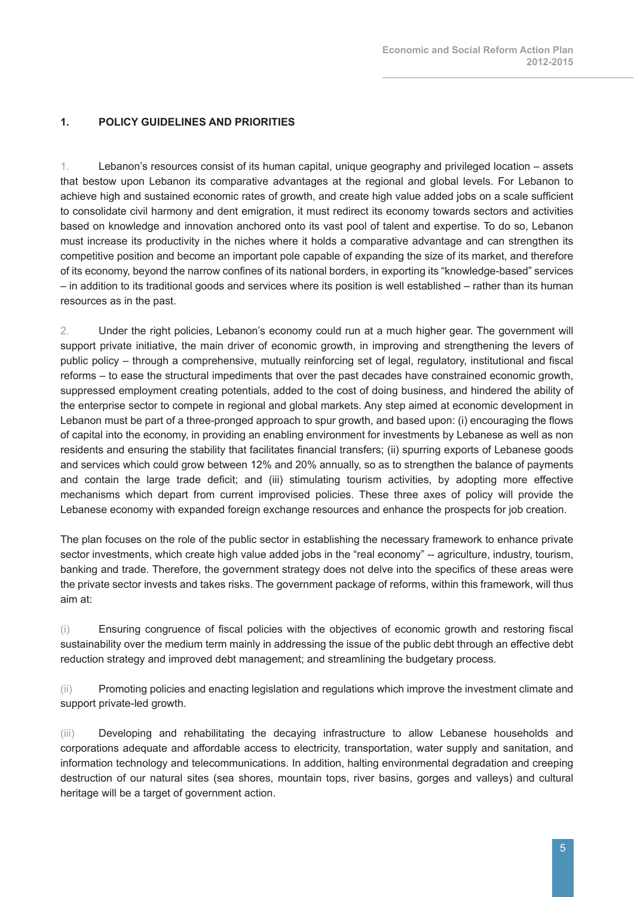## 1. POLICY GUIDELINES AND PRIORITIES

1. Lebanon's resources consist of its human capital, unique geography and privileged location – assets that bestow upon Lebanon its comparative advantages at the regional and global levels. For Lebanon to achieve high and sustained economic rates of growth, and create high value added jobs on a scale sufficient to consolidate civil harmony and dent emigration, it must redirect its economy towards sectors and activities based on knowledge and innovation anchored onto its vast pool of talent and expertise. To do so, Lebanon must increase its productivity in the niches where it holds a comparative advantage and can strengthen its competitive position and become an important pole capable of expanding the size of its market, and therefore of its economy, beyond the narrow confines of its national borders, in exporting its "knowledge-based" services – in addition to its traditional goods and services where its position is well established – rather than its human resources as in the past.

2. Under the right policies, Lebanon's economy could run at a much higher gear. The government will support private initiative, the main driver of economic growth, in improving and strengthening the levers of public policy – through a comprehensive, mutually reinforcing set of legal, regulatory, institutional and fiscal reforms – to ease the structural impediments that over the past decades have constrained economic growth, suppressed employment creating potentials, added to the cost of doing business, and hindered the ability of the enterprise sector to compete in regional and global markets. Any step aimed at economic development in Lebanon must be part of a three-pronged approach to spur growth, and based upon: (i) encouraging the flows of capital into the economy, in providing an enabling environment for investments by Lebanese as well as non residents and ensuring the stability that facilitates financial transfers; (ii) spurring exports of Lebanese goods and services which could grow between 12% and 20% annually, so as to strengthen the balance of payments and contain the large trade deficit; and (iii) stimulating tourism activities, by adopting more effective mechanisms which depart from current improvised policies. These three axes of policy will provide the Lebanese economy with expanded foreign exchange resources and enhance the prospects for job creation.

The plan focuses on the role of the public sector in establishing the necessary framework to enhance private sector investments, which create high value added jobs in the "real economy" -- agriculture, industry, tourism, banking and trade. Therefore, the government strategy does not delve into the specifics of these areas were the private sector invests and takes risks. The government package of reforms, within this framework, will thus aim at:

(i) Ensuring congruence of fiscal policies with the objectives of economic growth and restoring fiscal sustainability over the medium term mainly in addressing the issue of the public debt through an effective debt reduction strategy and improved debt management; and streamlining the budgetary process.

(ii) Promoting policies and enacting legislation and regulations which improve the investment climate and support private-led growth.

(iii) Developing and rehabilitating the decaying infrastructure to allow Lebanese households and corporations adequate and affordable access to electricity, transportation, water supply and sanitation, and information technology and telecommunications. In addition, halting environmental degradation and creeping destruction of our natural sites (sea shores, mountain tops, river basins, gorges and valleys) and cultural heritage will be a target of government action.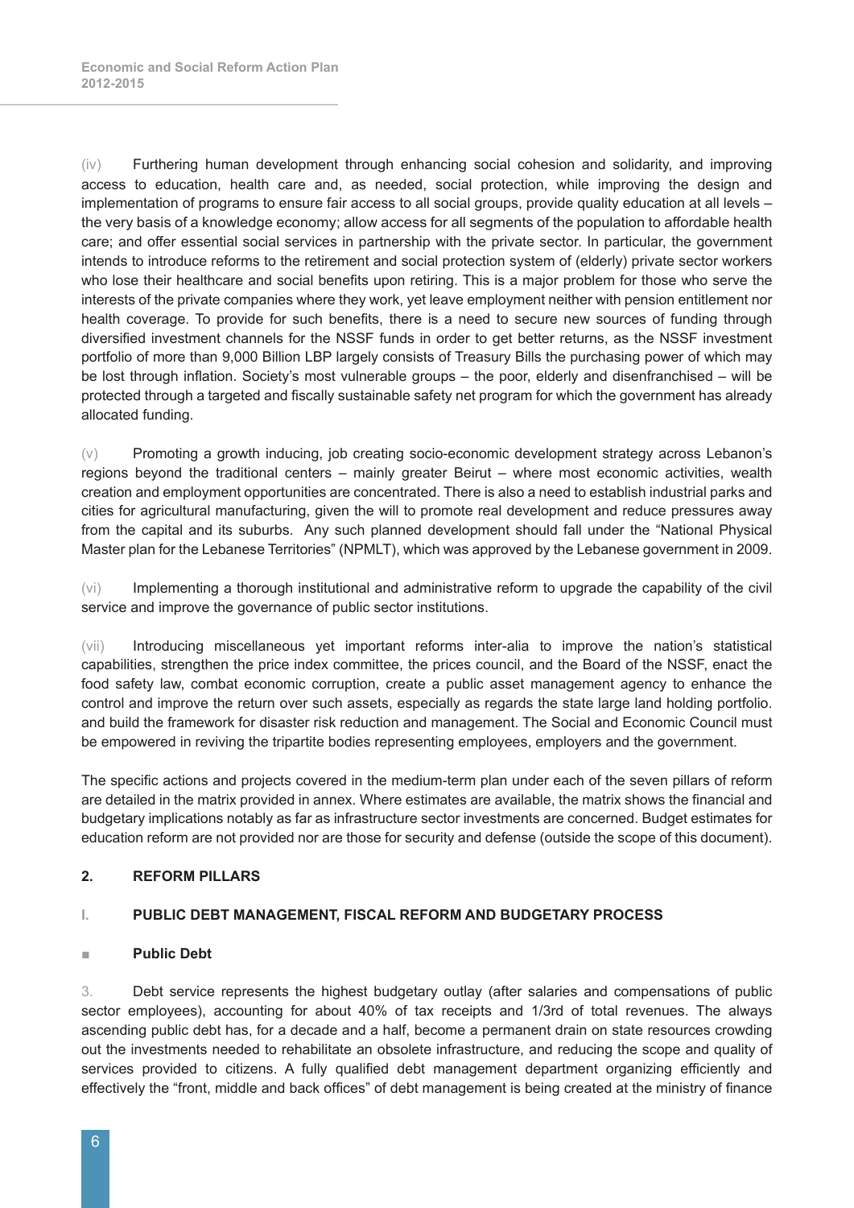(iv) Furthering human development through enhancing social cohesion and solidarity, and improving access to education, health care and, as needed, social protection, while improving the design and implementation of programs to ensure fair access to all social groups, provide quality education at all levels – the very basis of a knowledge economy; allow access for all segments of the population to affordable health care; and offer essential social services in partnership with the private sector. In particular, the government intends to introduce reforms to the retirement and social protection system of (elderly) private sector workers who lose their healthcare and social benefits upon retiring. This is a major problem for those who serve the interests of the private companies where they work, yet leave employment neither with pension entitlement nor health coverage. To provide for such benefits, there is a need to secure new sources of funding through diversified investment channels for the NSSF funds in order to get better returns, as the NSSF investment portfolio of more than 9,000 Billion LBP largely consists of Treasury Bills the purchasing power of which may be lost through inflation. Society's most vulnerable groups – the poor, elderly and disenfranchised – will be protected through a targeted and fiscally sustainable safety net program for which the government has already allocated funding.

(v) Promoting a growth inducing, job creating socio-economic development strategy across Lebanon's regions beyond the traditional centers – mainly greater Beirut – where most economic activities, wealth creation and employment opportunities are concentrated. There is also a need to establish industrial parks and cities for agricultural manufacturing, given the will to promote real development and reduce pressures away from the capital and its suburbs. Any such planned development should fall under the "National Physical Master plan for the Lebanese Territories" (NPMLT), which was approved by the Lebanese government in 2009.

(vi) Implementing a thorough institutional and administrative reform to upgrade the capability of the civil service and improve the governance of public sector institutions.

(vii) Introducing miscellaneous yet important reforms inter-alia to improve the nation's statistical capabilities, strengthen the price index committee, the prices council, and the Board of the NSSF, enact the food safety law, combat economic corruption, create a public asset management agency to enhance the control and improve the return over such assets, especially as regards the state large land holding portfolio. and build the framework for disaster risk reduction and management. The Social and Economic Council must be empowered in reviving the tripartite bodies representing employees, employers and the government.

The specific actions and projects covered in the medium-term plan under each of the seven pillars of reform are detailed in the matrix provided in annex. Where estimates are available, the matrix shows the financial and budgetary implications notably as far as infrastructure sector investments are concerned. Budget estimates for education reform are not provided nor are those for security and defense (outside the scope of this document).

## 2. REFORM PILLARS

### I. PUBLIC DEBT MANAGEMENT, FISCAL REFORM AND BUDGETARY PROCESS

#### ■ Public Debt

3. Debt service represents the highest budgetary outlay (after salaries and compensations of public sector employees), accounting for about 40% of tax receipts and 1/3rd of total revenues. The always ascending public debt has, for a decade and a half, become a permanent drain on state resources crowding out the investments needed to rehabilitate an obsolete infrastructure, and reducing the scope and quality of services provided to citizens. A fully qualified debt management department organizing efficiently and effectively the "front, middle and back offices" of debt management is being created at the ministry of finance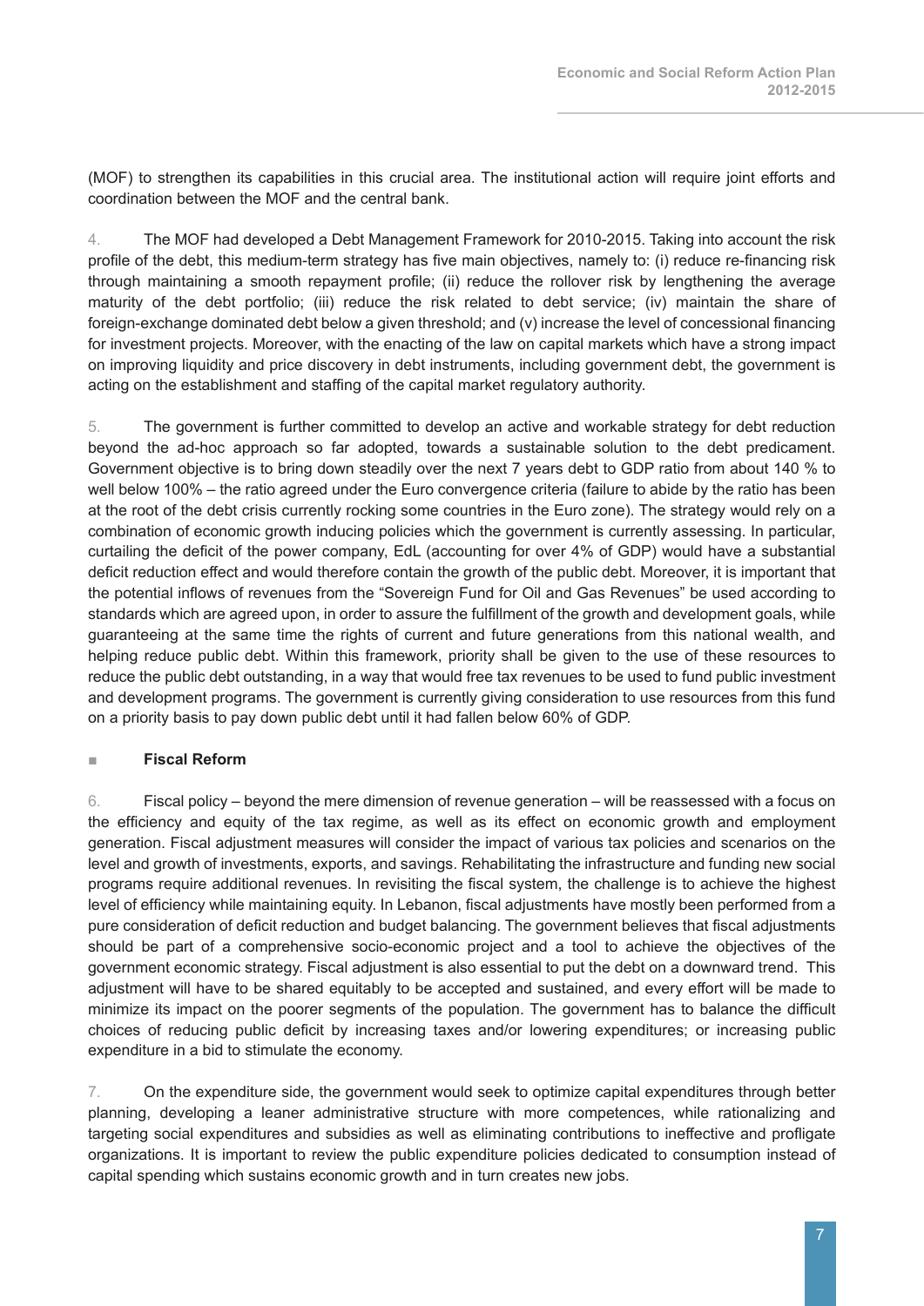(MOF) to strengthen its capabilities in this crucial area. The institutional action will require joint efforts and coordination between the MOF and the central bank.

4. The MOF had developed a Debt Management Framework for 2010-2015. Taking into account the risk profile of the debt, this medium-term strategy has five main objectives, namely to: (i) reduce re-financing risk through maintaining a smooth repayment profile; (ii) reduce the rollover risk by lengthening the average maturity of the debt portfolio; (iii) reduce the risk related to debt service; (iv) maintain the share of foreign-exchange dominated debt below a given threshold; and (v) increase the level of concessional financing for investment projects. Moreover, with the enacting of the law on capital markets which have a strong impact on improving liquidity and price discovery in debt instruments, including government debt, the government is acting on the establishment and staffing of the capital market regulatory authority.

5. The government is further committed to develop an active and workable strategy for debt reduction beyond the ad-hoc approach so far adopted, towards a sustainable solution to the debt predicament. Government objective is to bring down steadily over the next 7 years debt to GDP ratio from about 140 % to well below 100% – the ratio agreed under the Euro convergence criteria (failure to abide by the ratio has been at the root of the debt crisis currently rocking some countries in the Euro zone). The strategy would rely on a combination of economic growth inducing policies which the government is currently assessing. In particular, curtailing the deficit of the power company, EdL (accounting for over 4% of GDP) would have a substantial deficit reduction effect and would therefore contain the growth of the public debt. Moreover, it is important that the potential inflows of revenues from the "Sovereign Fund for Oil and Gas Revenues" be used according to standards which are agreed upon, in order to assure the fulfillment of the growth and development goals, while guaranteeing at the same time the rights of current and future generations from this national wealth, and helping reduce public debt. Within this framework, priority shall be given to the use of these resources to reduce the public debt outstanding, in a way that would free tax revenues to be used to fund public investment and development programs. The government is currently giving consideration to use resources from this fund on a priority basis to pay down public debt until it had fallen below 60% of GDP.

- **Fiscal Reform**

6. Fiscal policy – beyond the mere dimension of revenue generation – will be reassessed with a focus on the efficiency and equity of the tax regime, as well as its effect on economic growth and employment generation. Fiscal adjustment measures will consider the impact of various tax policies and scenarios on the level and growth of investments, exports, and savings. Rehabilitating the infrastructure and funding new social programs require additional revenues. In revisiting the fiscal system, the challenge is to achieve the highest level of efficiency while maintaining equity. In Lebanon, fiscal adjustments have mostly been performed from a pure consideration of deficit reduction and budget balancing. The government believes that fiscal adjustments should be part of a comprehensive socio-economic project and a tool to achieve the objectives of the government economic strategy. Fiscal adjustment is also essential to put the debt on a downward trend. This adjustment will have to be shared equitably to be accepted and sustained, and every effort will be made to minimize its impact on the poorer segments of the population. The government has to balance the difficult choices of reducing public deficit by increasing taxes and/or lowering expenditures; or increasing public expenditure in a bid to stimulate the economy.

7. On the expenditure side, the government would seek to optimize capital expenditures through better planning, developing a leaner administrative structure with more competences, while rationalizing and targeting social expenditures and subsidies as well as eliminating contributions to ineffective and profligate organizations. It is important to review the public expenditure policies dedicated to consumption instead of capital spending which sustains economic growth and in turn creates new jobs.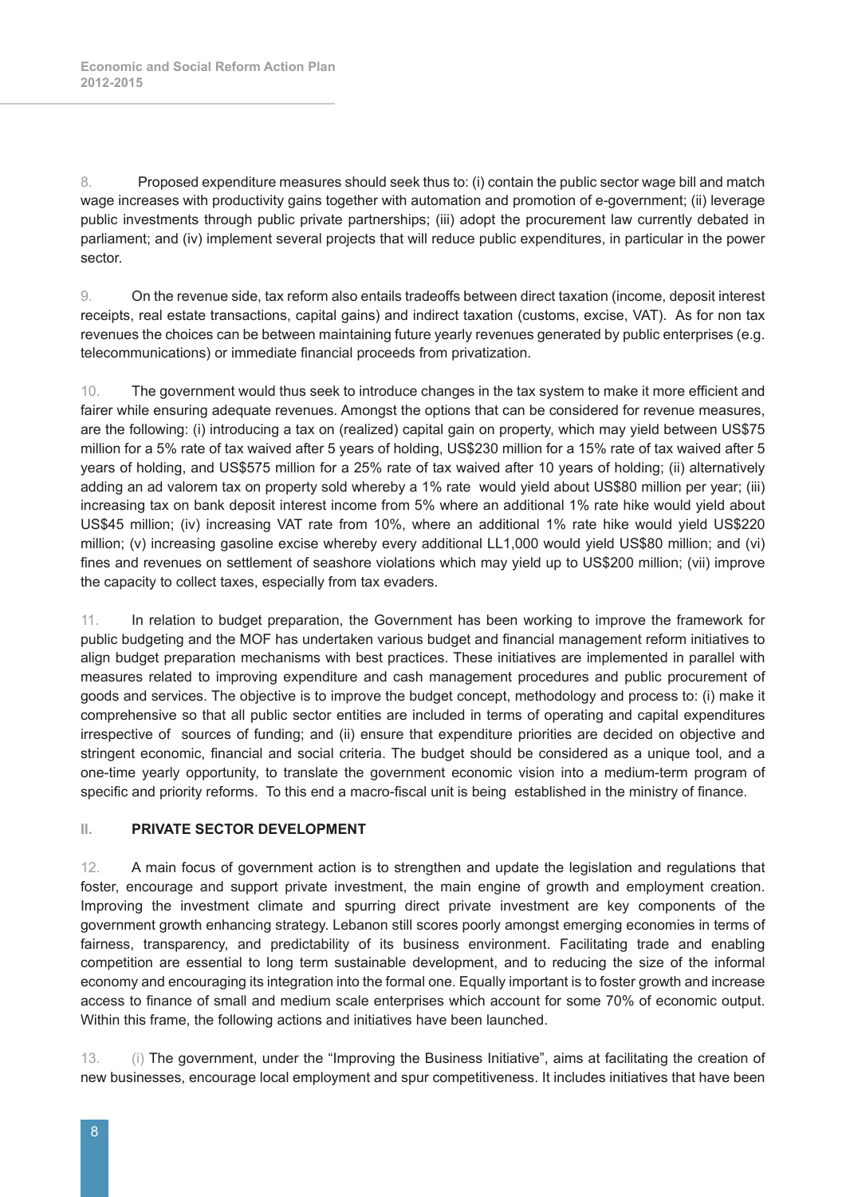8. Proposed expenditure measures should seek thus to: (i) contain the public sector wage bill and match wage increases with productivity gains together with automation and promotion of e-government; (ii) leverage public investments through public private partnerships; (iii) adopt the procurement law currently debated in parliament; and (iv) implement several projects that will reduce public expenditures, in particular in the power sector.

9. On the revenue side, tax reform also entails tradeoffs between direct taxation (income, deposit interest receipts, real estate transactions, capital gains) and indirect taxation (customs, excise, VAT). As for non tax revenues the choices can be between maintaining future yearly revenues generated by public enterprises (e.g. telecommunications) or immediate financial proceeds from privatization.

10. The government would thus seek to introduce changes in the tax system to make it more efficient and fairer while ensuring adequate revenues. Amongst the options that can be considered for revenue measures, are the following: (i) introducing a tax on (realized) capital gain on property, which may yield between US$75 million for a 5% rate of tax waived after 5 years of holding, US$230 million for a 15% rate of tax waived after 5 years of holding, and US$575 million for a 25% rate of tax waived after 10 years of holding; (ii) alternatively adding an ad valorem tax on property sold whereby a 1% rate would yield about US$80 million per year; (iii) increasing tax on bank deposit interest income from 5% where an additional 1% rate hike would yield about US$45 million; (iv) increasing VAT rate from 10%, where an additional 1% rate hike would yield US$220 million; (v) increasing gasoline excise whereby every additional LL1,000 would yield US$80 million; and (vi) fines and revenues on settlement of seashore violations which may yield up to US$200 million; (vii) improve the capacity to collect taxes, especially from tax evaders.

11. In relation to budget preparation, the Government has been working to improve the framework for public budgeting and the MOF has undertaken various budget and financial management reform initiatives to align budget preparation mechanisms with best practices. These initiatives are implemented in parallel with measures related to improving expenditure and cash management procedures and public procurement of goods and services. The objective is to improve the budget concept, methodology and process to: (i) make it comprehensive so that all public sector entities are included in terms of operating and capital expenditures irrespective of sources of funding; and (ii) ensure that expenditure priorities are decided on objective and stringent economic, financial and social criteria. The budget should be considered as a unique tool, and a one-time yearly opportunity, to translate the government economic vision into a medium-term program of specific and priority reforms. To this end a macro-fiscal unit is being established in the ministry of finance.

## II. PRIVATE SECTOR DEVELOPMENT

12. A main focus of government action is to strengthen and update the legislation and regulations that foster, encourage and support private investment, the main engine of growth and employment creation. Improving the investment climate and spurring direct private investment are key components of the government growth enhancing strategy. Lebanon still scores poorly amongst emerging economies in terms of fairness, transparency, and predictability of its business environment. Facilitating trade and enabling competition are essential to long term sustainable development, and to reducing the size of the informal economy and encouraging its integration into the formal one. Equally important is to foster growth and increase access to finance of small and medium scale enterprises which account for some 70% of economic output. Within this frame, the following actions and initiatives have been launched.

13. (i) The government, under the "Improving the Business Initiative", aims at facilitating the creation of new businesses, encourage local employment and spur competitiveness. It includes initiatives that have been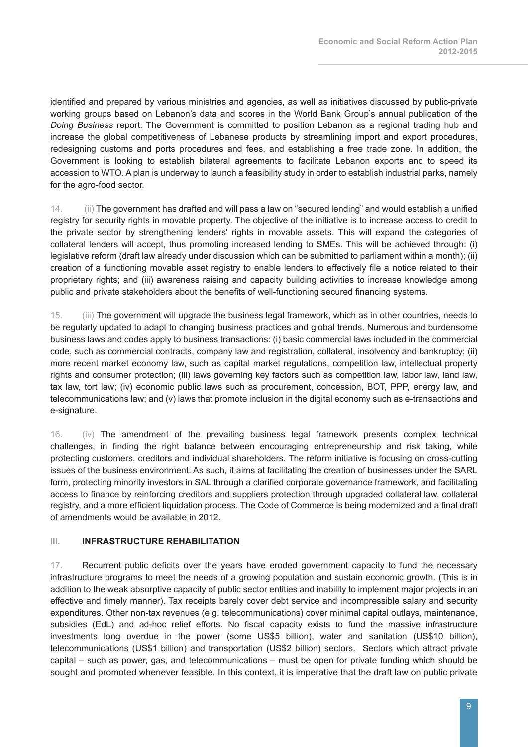identified and prepared by various ministries and agencies, as well as initiatives discussed by public-private working groups based on Lebanon's data and scores in the World Bank Group's annual publication of the *Doing Business* report. The Government is committed to position Lebanon as a regional trading hub and increase the global competitiveness of Lebanese products by streamlining import and export procedures, redesigning customs and ports procedures and fees, and establishing a free trade zone. In addition, the Government is looking to establish bilateral agreements to facilitate Lebanon exports and to speed its accession to WTO. A plan is underway to launch a feasibility study in order to establish industrial parks, namely for the agro-food sector.

14. (ii) The government has drafted and will pass a law on "secured lending" and would establish a unified registry for security rights in movable property. The objective of the initiative is to increase access to credit to the private sector by strengthening lenders' rights in movable assets. This will expand the categories of collateral lenders will accept, thus promoting increased lending to SMEs. This will be achieved through: (i) legislative reform (draft law already under discussion which can be submitted to parliament within a month); (ii) creation of a functioning movable asset registry to enable lenders to effectively file a notice related to their proprietary rights; and (iii) awareness raising and capacity building activities to increase knowledge among public and private stakeholders about the benefits of well-functioning secured financing systems.

15. (iii) The government will upgrade the business legal framework, which as in other countries, needs to be regularly updated to adapt to changing business practices and global trends. Numerous and burdensome business laws and codes apply to business transactions: (i) basic commercial laws included in the commercial code, such as commercial contracts, company law and registration, collateral, insolvency and bankruptcy; (ii) more recent market economy law, such as capital market regulations, competition law, intellectual property rights and consumer protection; (iii) laws governing key factors such as competition law, labor law, land law, tax law, tort law; (iv) economic public laws such as procurement, concession, BOT, PPP, energy law, and telecommunications law; and (v) laws that promote inclusion in the digital economy such as e-transactions and e-signature.

16. (iv) The amendment of the prevailing business legal framework presents complex technical challenges, in finding the right balance between encouraging entrepreneurship and risk taking, while protecting customers, creditors and individual shareholders. The reform initiative is focusing on cross-cutting issues of the business environment. As such, it aims at facilitating the creation of businesses under the SARL form, protecting minority investors in SAL through a clarified corporate governance framework, and facilitating access to finance by reinforcing creditors and suppliers protection through upgraded collateral law, collateral registry, and a more efficient liquidation process. The Code of Commerce is being modernized and a final draft of amendments would be available in 2012.

## III. INFRASTRUCTURE REHABILITATION

17. Recurrent public deficits over the years have eroded government capacity to fund the necessary infrastructure programs to meet the needs of a growing population and sustain economic growth. (This is in addition to the weak absorptive capacity of public sector entities and inability to implement major projects in an effective and timely manner). Tax receipts barely cover debt service and incompressible salary and security expenditures. Other non-tax revenues (e.g. telecommunications) cover minimal capital outlays, maintenance, subsidies (EdL) and ad-hoc relief efforts. No fiscal capacity exists to fund the massive infrastructure investments long overdue in the power (some US$5 billion), water and sanitation (US$10 billion), telecommunications (US$1 billion) and transportation (US$2 billion) sectors. Sectors which attract private capital – such as power, gas, and telecommunications – must be open for private funding which should be sought and promoted whenever feasible. In this context, it is imperative that the draft law on public private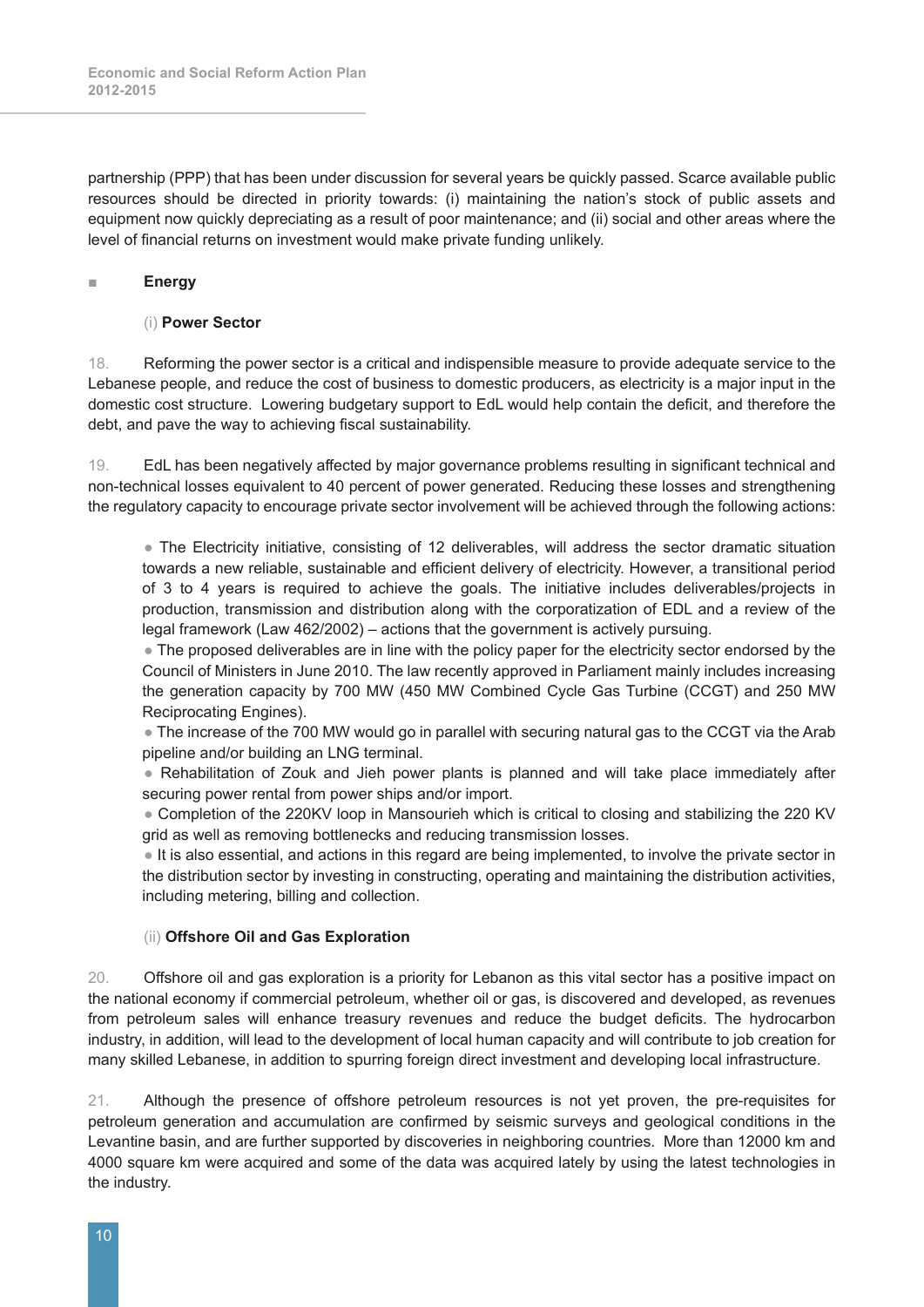partnership (PPP) that has been under discussion for several years be quickly passed. Scarce available public resources should be directed in priority towards: (i) maintaining the nation's stock of public assets and equipment now quickly depreciating as a result of poor maintenance; and (ii) social and other areas where the level of financial returns on investment would make private funding unlikely.

## Energy

### (i) Power Sector

18. Reforming the power sector is a critical and indispensible measure to provide adequate service to the Lebanese people, and reduce the cost of business to domestic producers, as electricity is a major input in the domestic cost structure. Lowering budgetary support to EdL would help contain the deficit, and therefore the debt, and pave the way to achieving fiscal sustainability.

19. EdL has been negatively affected by major governance problems resulting in significant technical and non-technical losses equivalent to 40 percent of power generated. Reducing these losses and strengthening the regulatory capacity to encourage private sector involvement will be achieved through the following actions:

- The Electricity initiative, consisting of 12 deliverables, will address the sector dramatic situation towards a new reliable, sustainable and efficient delivery of electricity. However, a transitional period of 3 to 4 years is required to achieve the goals. The initiative includes deliverables/projects in production, transmission and distribution along with the corporatization of EDL and a review of the legal framework (Law 462/2002) – actions that the government is actively pursuing.
- The proposed deliverables are in line with the policy paper for the electricity sector endorsed by the Council of Ministers in June 2010. The law recently approved in Parliament mainly includes increasing the generation capacity by 700 MW (450 MW Combined Cycle Gas Turbine (CCGT) and 250 MW Reciprocating Engines).
- The increase of the 700 MW would go in parallel with securing natural gas to the CCGT via the Arab pipeline and/or building an LNG terminal.
- Rehabilitation of Zouk and Jieh power plants is planned and will take place immediately after securing power rental from power ships and/or import.
- Completion of the 220KV loop in Mansourieh which is critical to closing and stabilizing the 220 KV grid as well as removing bottlenecks and reducing transmission losses.
- It is also essential, and actions in this regard are being implemented, to involve the private sector in the distribution sector by investing in constructing, operating and maintaining the distribution activities, including metering, billing and collection.

### (ii) Offshore Oil and Gas Exploration

20. Offshore oil and gas exploration is a priority for Lebanon as this vital sector has a positive impact on the national economy if commercial petroleum, whether oil or gas, is discovered and developed, as revenues from petroleum sales will enhance treasury revenues and reduce the budget deficits. The hydrocarbon industry, in addition, will lead to the development of local human capacity and will contribute to job creation for many skilled Lebanese, in addition to spurring foreign direct investment and developing local infrastructure.

21. Although the presence of offshore petroleum resources is not yet proven, the pre-requisites for petroleum generation and accumulation are confirmed by seismic surveys and geological conditions in the Levantine basin, and are further supported by discoveries in neighboring countries. More than 12000 km and 4000 square km were acquired and some of the data was acquired lately by using the latest technologies in the industry.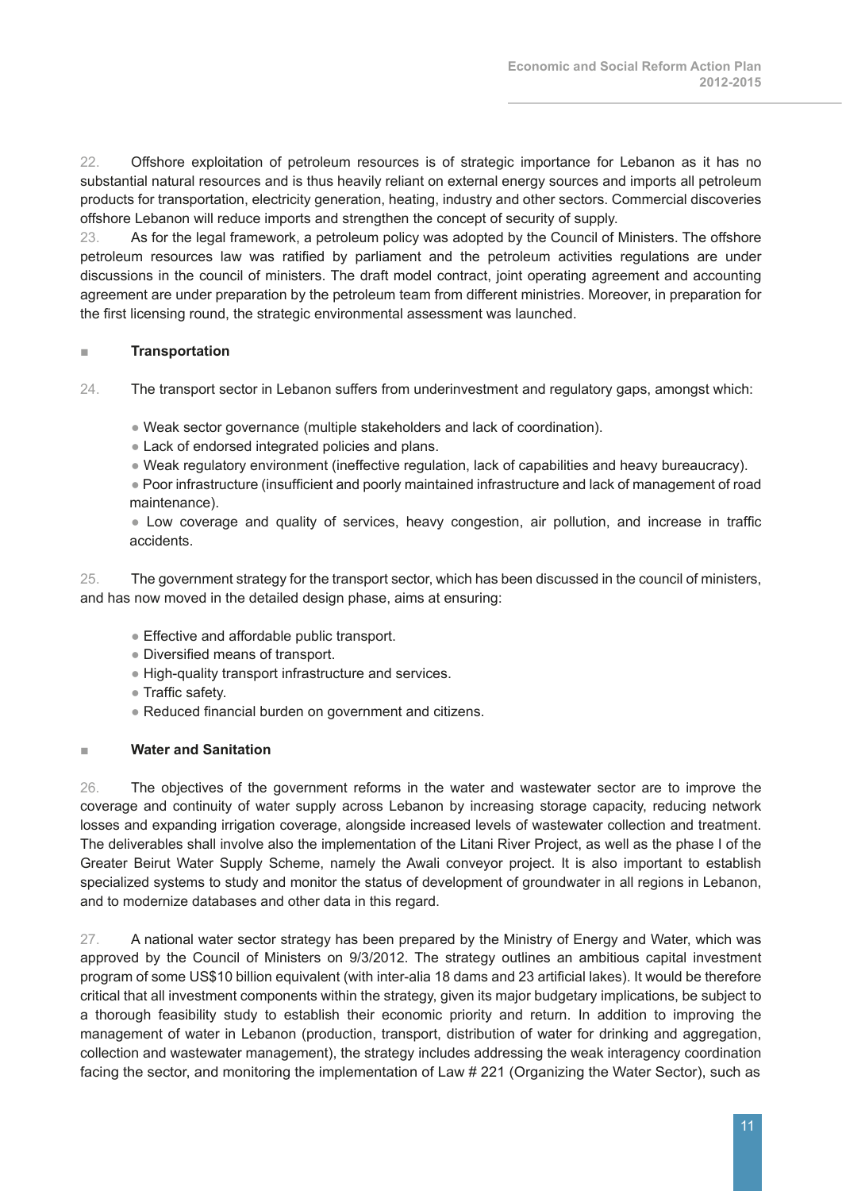22. Offshore exploitation of petroleum resources is of strategic importance for Lebanon as it has no substantial natural resources and is thus heavily reliant on external energy sources and imports all petroleum products for transportation, electricity generation, heating, industry and other sectors. Commercial discoveries offshore Lebanon will reduce imports and strengthen the concept of security of supply.

23. As for the legal framework, a petroleum policy was adopted by the Council of Ministers. The offshore petroleum resources law was ratified by parliament and the petroleum activities regulations are under discussions in the council of ministers. The draft model contract, joint operating agreement and accounting agreement are under preparation by the petroleum team from different ministries. Moreover, in preparation for the first licensing round, the strategic environmental assessment was launched.

## Transportation

24. The transport sector in Lebanon suffers from underinvestment and regulatory gaps, amongst which:

- Weak sector governance (multiple stakeholders and lack of coordination).
- Lack of endorsed integrated policies and plans.
- Weak regulatory environment (ineffective regulation, lack of capabilities and heavy bureaucracy).
- Poor infrastructure (insufficient and poorly maintained infrastructure and lack of management of road maintenance).
- Low coverage and quality of services, heavy congestion, air pollution, and increase in traffic accidents.

25. The government strategy for the transport sector, which has been discussed in the council of ministers, and has now moved in the detailed design phase, aims at ensuring:

- Effective and affordable public transport.
- Diversified means of transport.
- High-quality transport infrastructure and services.
- Traffic safety.
- Reduced financial burden on government and citizens.

## Water and Sanitation

26. The objectives of the government reforms in the water and wastewater sector are to improve the coverage and continuity of water supply across Lebanon by increasing storage capacity, reducing network losses and expanding irrigation coverage, alongside increased levels of wastewater collection and treatment. The deliverables shall involve also the implementation of the Litani River Project, as well as the phase I of the Greater Beirut Water Supply Scheme, namely the Awali conveyor project. It is also important to establish specialized systems to study and monitor the status of development of groundwater in all regions in Lebanon, and to modernize databases and other data in this regard.

27. A national water sector strategy has been prepared by the Ministry of Energy and Water, which was approved by the Council of Ministers on 9/3/2012. The strategy outlines an ambitious capital investment program of some US$10 billion equivalent (with inter-alia 18 dams and 23 artificial lakes). It would be therefore critical that all investment components within the strategy, given its major budgetary implications, be subject to a thorough feasibility study to establish their economic priority and return. In addition to improving the management of water in Lebanon (production, transport, distribution of water for drinking and aggregation, collection and wastewater management), the strategy includes addressing the weak interagency coordination facing the sector, and monitoring the implementation of Law # 221 (Organizing the Water Sector), such as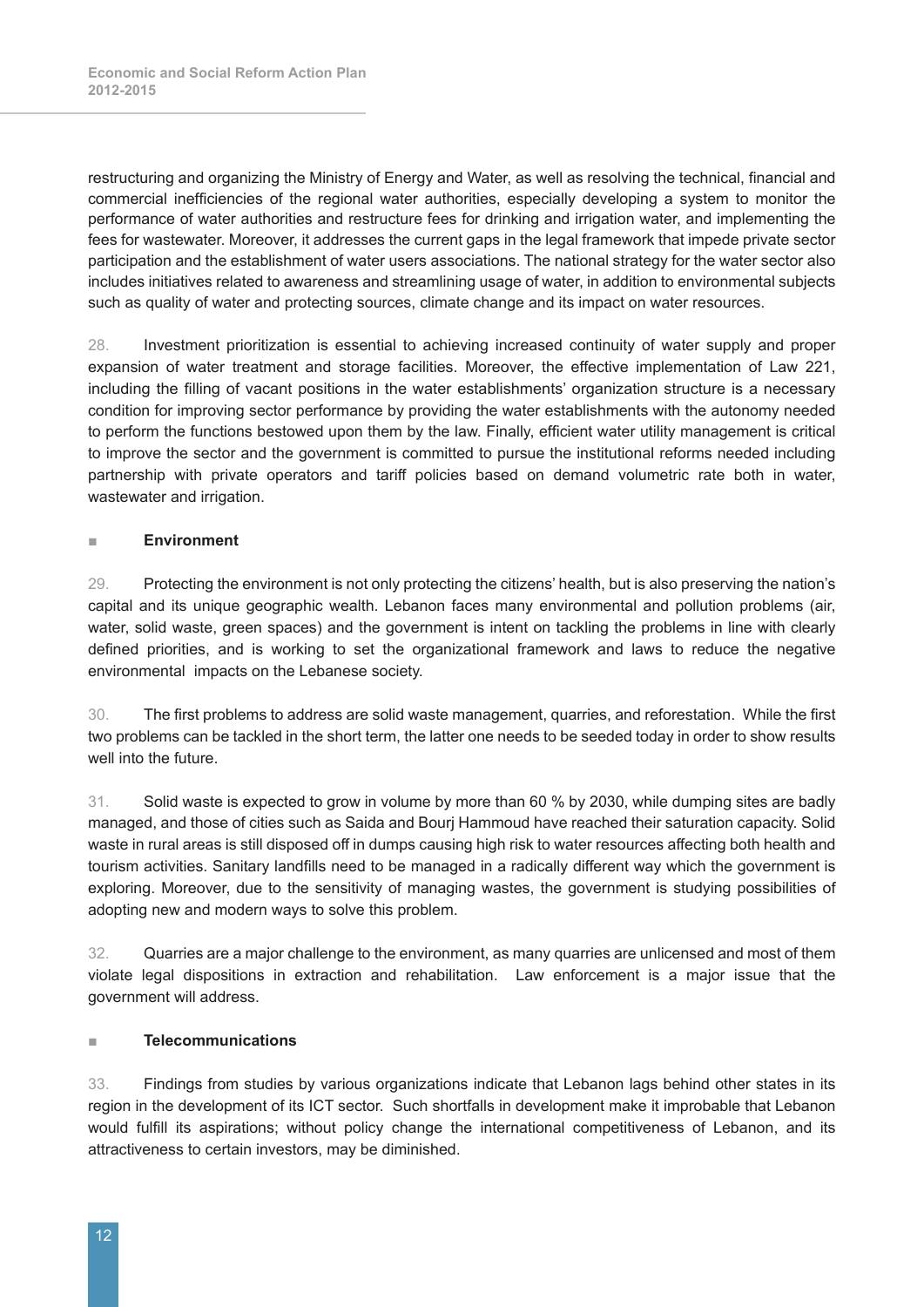restructuring and organizing the Ministry of Energy and Water, as well as resolving the technical, financial and commercial inefficiencies of the regional water authorities, especially developing a system to monitor the performance of water authorities and restructure fees for drinking and irrigation water, and implementing the fees for wastewater. Moreover, it addresses the current gaps in the legal framework that impede private sector participation and the establishment of water users associations. The national strategy for the water sector also includes initiatives related to awareness and streamlining usage of water, in addition to environmental subjects such as quality of water and protecting sources, climate change and its impact on water resources.

28. Investment prioritization is essential to achieving increased continuity of water supply and proper expansion of water treatment and storage facilities. Moreover, the effective implementation of Law 221, including the filling of vacant positions in the water establishments' organization structure is a necessary condition for improving sector performance by providing the water establishments with the autonomy needed to perform the functions bestowed upon them by the law. Finally, efficient water utility management is critical to improve the sector and the government is committed to pursue the institutional reforms needed including partnership with private operators and tariff policies based on demand volumetric rate both in water, wastewater and irrigation.

### Environment

29. Protecting the environment is not only protecting the citizens' health, but is also preserving the nation's capital and its unique geographic wealth. Lebanon faces many environmental and pollution problems (air, water, solid waste, green spaces) and the government is intent on tackling the problems in line with clearly defined priorities, and is working to set the organizational framework and laws to reduce the negative environmental impacts on the Lebanese society.

30. The first problems to address are solid waste management, quarries, and reforestation. While the first two problems can be tackled in the short term, the latter one needs to be seeded today in order to show results well into the future.

31. Solid waste is expected to grow in volume by more than 60 % by 2030, while dumping sites are badly managed, and those of cities such as Saida and Bourj Hammoud have reached their saturation capacity. Solid waste in rural areas is still disposed off in dumps causing high risk to water resources affecting both health and tourism activities. Sanitary landfills need to be managed in a radically different way which the government is exploring. Moreover, due to the sensitivity of managing wastes, the government is studying possibilities of adopting new and modern ways to solve this problem.

32. Quarries are a major challenge to the environment, as many quarries are unlicensed and most of them violate legal dispositions in extraction and rehabilitation. Law enforcement is a major issue that the government will address.

### Telecommunications

33. Findings from studies by various organizations indicate that Lebanon lags behind other states in its region in the development of its ICT sector. Such shortfalls in development make it improbable that Lebanon would fulfill its aspirations; without policy change the international competitiveness of Lebanon, and its attractiveness to certain investors, may be diminished.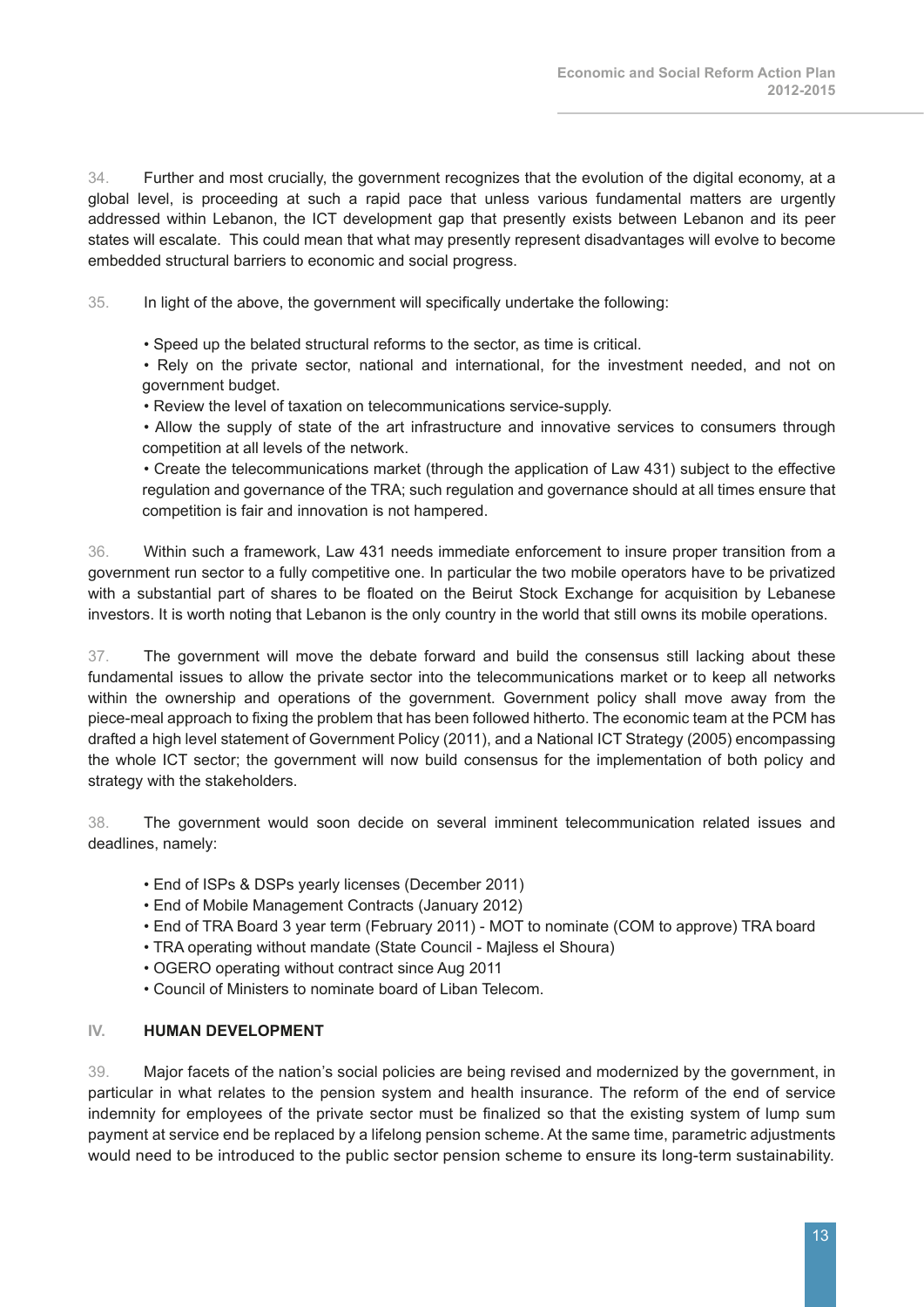34. Further and most crucially, the government recognizes that the evolution of the digital economy, at a global level, is proceeding at such a rapid pace that unless various fundamental matters are urgently addressed within Lebanon, the ICT development gap that presently exists between Lebanon and its peer states will escalate. This could mean that what may presently represent disadvantages will evolve to become embedded structural barriers to economic and social progress.

35. In light of the above, the government will specifically undertake the following:

- Speed up the belated structural reforms to the sector, as time is critical.
- Rely on the private sector, national and international, for the investment needed, and not on government budget.
- Review the level of taxation on telecommunications service-supply.
- Allow the supply of state of the art infrastructure and innovative services to consumers through competition at all levels of the network.
- Create the telecommunications market (through the application of Law 431) subject to the effective regulation and governance of the TRA; such regulation and governance should at all times ensure that competition is fair and innovation is not hampered.

36. Within such a framework, Law 431 needs immediate enforcement to insure proper transition from a government run sector to a fully competitive one. In particular the two mobile operators have to be privatized with a substantial part of shares to be floated on the Beirut Stock Exchange for acquisition by Lebanese investors. It is worth noting that Lebanon is the only country in the world that still owns its mobile operations.

37. The government will move the debate forward and build the consensus still lacking about these fundamental issues to allow the private sector into the telecommunications market or to keep all networks within the ownership and operations of the government. Government policy shall move away from the piece-meal approach to fixing the problem that has been followed hitherto. The economic team at the PCM has drafted a high level statement of Government Policy (2011), and a National ICT Strategy (2005) encompassing the whole ICT sector; the government will now build consensus for the implementation of both policy and strategy with the stakeholders.

38. The government would soon decide on several imminent telecommunication related issues and deadlines, namely:

- End of ISPs & DSPs yearly licenses (December 2011)
- End of Mobile Management Contracts (January 2012)
- End of TRA Board 3 year term (February 2011) - MOT to nominate (COM to approve) TRA board
- TRA operating without mandate (State Council - Majless el Shoura)
- OGERO operating without contract since Aug 2011
- Council of Ministers to nominate board of Liban Telecom.

## IV. HUMAN DEVELOPMENT

39. Major facets of the nation's social policies are being revised and modernized by the government, in particular in what relates to the pension system and health insurance. The reform of the end of service indemnity for employees of the private sector must be finalized so that the existing system of lump sum payment at service end be replaced by a lifelong pension scheme. At the same time, parametric adjustments would need to be introduced to the public sector pension scheme to ensure its long-term sustainability.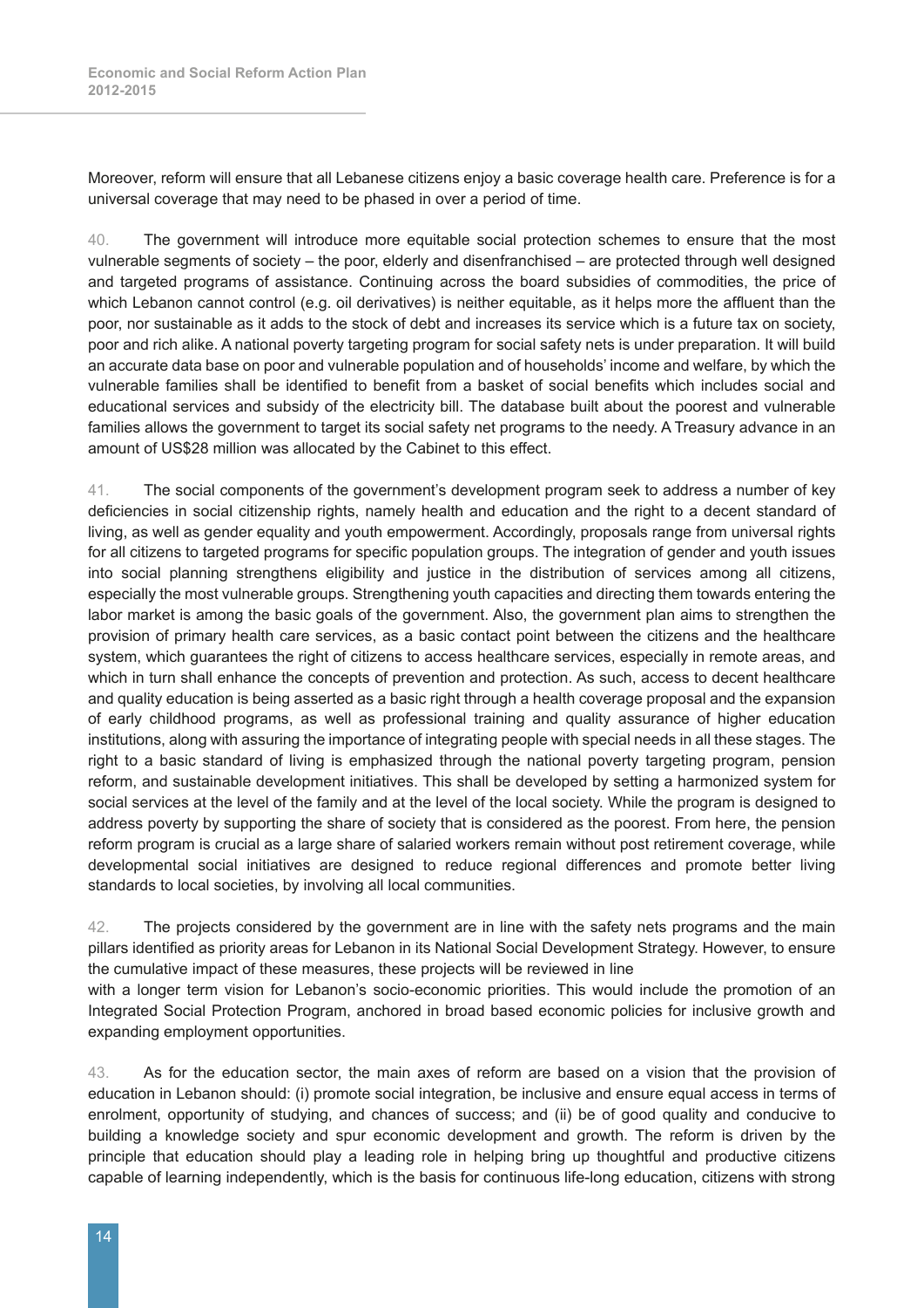Moreover, reform will ensure that all Lebanese citizens enjoy a basic coverage health care. Preference is for a universal coverage that may need to be phased in over a period of time.

40. The government will introduce more equitable social protection schemes to ensure that the most vulnerable segments of society – the poor, elderly and disenfranchised – are protected through well designed and targeted programs of assistance. Continuing across the board subsidies of commodities, the price of which Lebanon cannot control (e.g. oil derivatives) is neither equitable, as it helps more the affluent than the poor, nor sustainable as it adds to the stock of debt and increases its service which is a future tax on society, poor and rich alike. A national poverty targeting program for social safety nets is under preparation. It will build an accurate data base on poor and vulnerable population and of households' income and welfare, by which the vulnerable families shall be identified to benefit from a basket of social benefits which includes social and educational services and subsidy of the electricity bill. The database built about the poorest and vulnerable families allows the government to target its social safety net programs to the needy. A Treasury advance in an amount of US$28 million was allocated by the Cabinet to this effect.

41. The social components of the government's development program seek to address a number of key deficiencies in social citizenship rights, namely health and education and the right to a decent standard of living, as well as gender equality and youth empowerment. Accordingly, proposals range from universal rights for all citizens to targeted programs for specific population groups. The integration of gender and youth issues into social planning strengthens eligibility and justice in the distribution of services among all citizens, especially the most vulnerable groups. Strengthening youth capacities and directing them towards entering the labor market is among the basic goals of the government. Also, the government plan aims to strengthen the provision of primary health care services, as a basic contact point between the citizens and the healthcare system, which guarantees the right of citizens to access healthcare services, especially in remote areas, and which in turn shall enhance the concepts of prevention and protection. As such, access to decent healthcare and quality education is being asserted as a basic right through a health coverage proposal and the expansion of early childhood programs, as well as professional training and quality assurance of higher education institutions, along with assuring the importance of integrating people with special needs in all these stages. The right to a basic standard of living is emphasized through the national poverty targeting program, pension reform, and sustainable development initiatives. This shall be developed by setting a harmonized system for social services at the level of the family and at the level of the local society. While the program is designed to address poverty by supporting the share of society that is considered as the poorest. From here, the pension reform program is crucial as a large share of salaried workers remain without post retirement coverage, while developmental social initiatives are designed to reduce regional differences and promote better living standards to local societies, by involving all local communities.

42. The projects considered by the government are in line with the safety nets programs and the main pillars identified as priority areas for Lebanon in its National Social Development Strategy. However, to ensure the cumulative impact of these measures, these projects will be reviewed in line with a longer term vision for Lebanon's socio-economic priorities. This would include the promotion of an Integrated Social Protection Program, anchored in broad based economic policies for inclusive growth and expanding employment opportunities.

43. As for the education sector, the main axes of reform are based on a vision that the provision of education in Lebanon should: (i) promote social integration, be inclusive and ensure equal access in terms of enrolment, opportunity of studying, and chances of success; and (ii) be of good quality and conducive to building a knowledge society and spur economic development and growth. The reform is driven by the principle that education should play a leading role in helping bring up thoughtful and productive citizens capable of learning independently, which is the basis for continuous life-long education, citizens with strong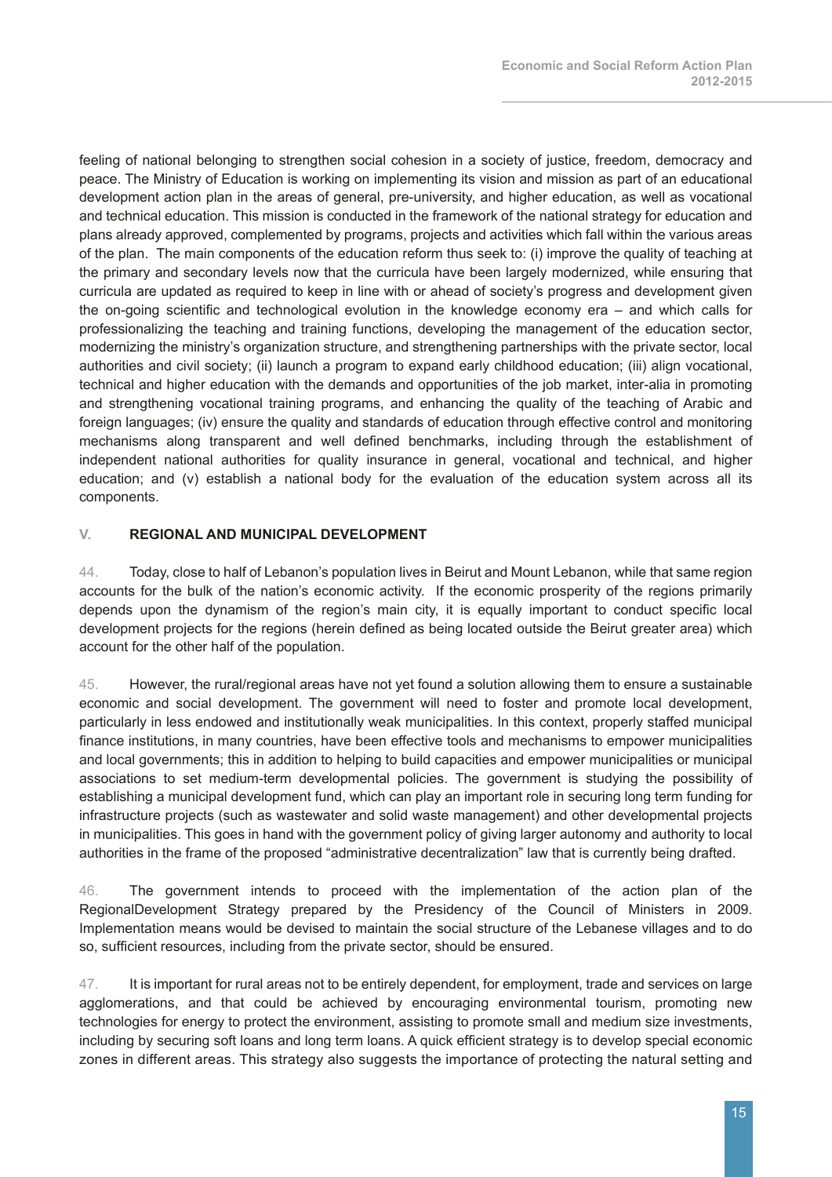feeling of national belonging to strengthen social cohesion in a society of justice, freedom, democracy and peace. The Ministry of Education is working on implementing its vision and mission as part of an educational development action plan in the areas of general, pre-university, and higher education, as well as vocational and technical education. This mission is conducted in the framework of the national strategy for education and plans already approved, complemented by programs, projects and activities which fall within the various areas of the plan. The main components of the education reform thus seek to: (i) improve the quality of teaching at the primary and secondary levels now that the curricula have been largely modernized, while ensuring that curricula are updated as required to keep in line with or ahead of society's progress and development given the on-going scientific and technological evolution in the knowledge economy era – and which calls for professionalizing the teaching and training functions, developing the management of the education sector, modernizing the ministry's organization structure, and strengthening partnerships with the private sector, local authorities and civil society; (ii) launch a program to expand early childhood education; (iii) align vocational, technical and higher education with the demands and opportunities of the job market, inter-alia in promoting and strengthening vocational training programs, and enhancing the quality of the teaching of Arabic and foreign languages; (iv) ensure the quality and standards of education through effective control and monitoring mechanisms along transparent and well defined benchmarks, including through the establishment of independent national authorities for quality insurance in general, vocational and technical, and higher education; and (v) establish a national body for the evaluation of the education system across all its components.

## V. REGIONAL AND MUNICIPAL DEVELOPMENT

44. Today, close to half of Lebanon's population lives in Beirut and Mount Lebanon, while that same region accounts for the bulk of the nation's economic activity. If the economic prosperity of the regions primarily depends upon the dynamism of the region's main city, it is equally important to conduct specific local development projects for the regions (herein defined as being located outside the Beirut greater area) which account for the other half of the population.

45. However, the rural/regional areas have not yet found a solution allowing them to ensure a sustainable economic and social development. The government will need to foster and promote local development, particularly in less endowed and institutionally weak municipalities. In this context, properly staffed municipal finance institutions, in many countries, have been effective tools and mechanisms to empower municipalities and local governments; this in addition to helping to build capacities and empower municipalities or municipal associations to set medium-term developmental policies. The government is studying the possibility of establishing a municipal development fund, which can play an important role in securing long term funding for infrastructure projects (such as wastewater and solid waste management) and other developmental projects in municipalities. This goes in hand with the government policy of giving larger autonomy and authority to local authorities in the frame of the proposed "administrative decentralization" law that is currently being drafted.

46. The government intends to proceed with the implementation of the action plan of the RegionalDevelopment Strategy prepared by the Presidency of the Council of Ministers in 2009. Implementation means would be devised to maintain the social structure of the Lebanese villages and to do so, sufficient resources, including from the private sector, should be ensured.

47. It is important for rural areas not to be entirely dependent, for employment, trade and services on large agglomerations, and that could be achieved by encouraging environmental tourism, promoting new technologies for energy to protect the environment, assisting to promote small and medium size investments, including by securing soft loans and long term loans. A quick efficient strategy is to develop special economic zones in different areas. This strategy also suggests the importance of protecting the natural setting and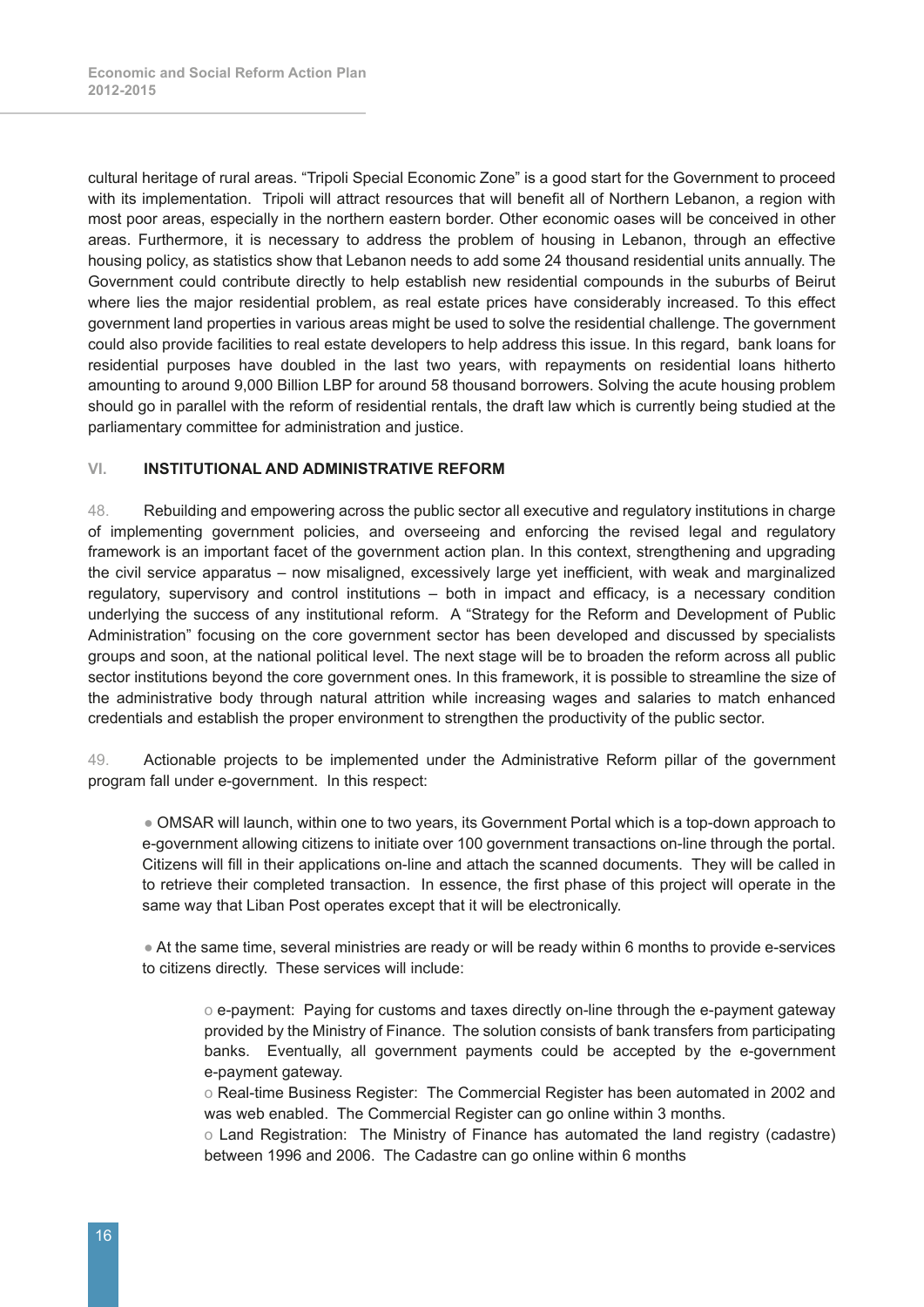cultural heritage of rural areas. "Tripoli Special Economic Zone" is a good start for the Government to proceed with its implementation. Tripoli will attract resources that will benefit all of Northern Lebanon, a region with most poor areas, especially in the northern eastern border. Other economic oases will be conceived in other areas. Furthermore, it is necessary to address the problem of housing in Lebanon, through an effective housing policy, as statistics show that Lebanon needs to add some 24 thousand residential units annually. The Government could contribute directly to help establish new residential compounds in the suburbs of Beirut where lies the major residential problem, as real estate prices have considerably increased. To this effect government land properties in various areas might be used to solve the residential challenge. The government could also provide facilities to real estate developers to help address this issue. In this regard, bank loans for residential purposes have doubled in the last two years, with repayments on residential loans hitherto amounting to around 9,000 Billion LBP for around 58 thousand borrowers. Solving the acute housing problem should go in parallel with the reform of residential rentals, the draft law which is currently being studied at the parliamentary committee for administration and justice.

## VI. INSTITUTIONAL AND ADMINISTRATIVE REFORM

48. Rebuilding and empowering across the public sector all executive and regulatory institutions in charge of implementing government policies, and overseeing and enforcing the revised legal and regulatory framework is an important facet of the government action plan. In this context, strengthening and upgrading the civil service apparatus – now misaligned, excessively large yet inefficient, with weak and marginalized regulatory, supervisory and control institutions – both in impact and efficacy, is a necessary condition underlying the success of any institutional reform. A "Strategy for the Reform and Development of Public Administration" focusing on the core government sector has been developed and discussed by specialists groups and soon, at the national political level. The next stage will be to broaden the reform across all public sector institutions beyond the core government ones. In this framework, it is possible to streamline the size of the administrative body through natural attrition while increasing wages and salaries to match enhanced credentials and establish the proper environment to strengthen the productivity of the public sector.

49. Actionable projects to be implemented under the Administrative Reform pillar of the government program fall under e-government. In this respect:

- OMSAR will launch, within one to two years, its Government Portal which is a top-down approach to e-government allowing citizens to initiate over 100 government transactions on-line through the portal. Citizens will fill in their applications on-line and attach the scanned documents. They will be called in to retrieve their completed transaction. In essence, the first phase of this project will operate in the same way that Liban Post operates except that it will be electronically.

- At the same time, several ministries are ready or will be ready within 6 months to provide e-services to citizens directly. These services will include:

    - e-payment: Paying for customs and taxes directly on-line through the e-payment gateway provided by the Ministry of Finance. The solution consists of bank transfers from participating banks. Eventually, all government payments could be accepted by the e-government e-payment gateway.
    - Real-time Business Register: The Commercial Register has been automated in 2002 and was web enabled. The Commercial Register can go online within 3 months.
    - Land Registration: The Ministry of Finance has automated the land registry (cadastre) between 1996 and 2006. The Cadastre can go online within 6 months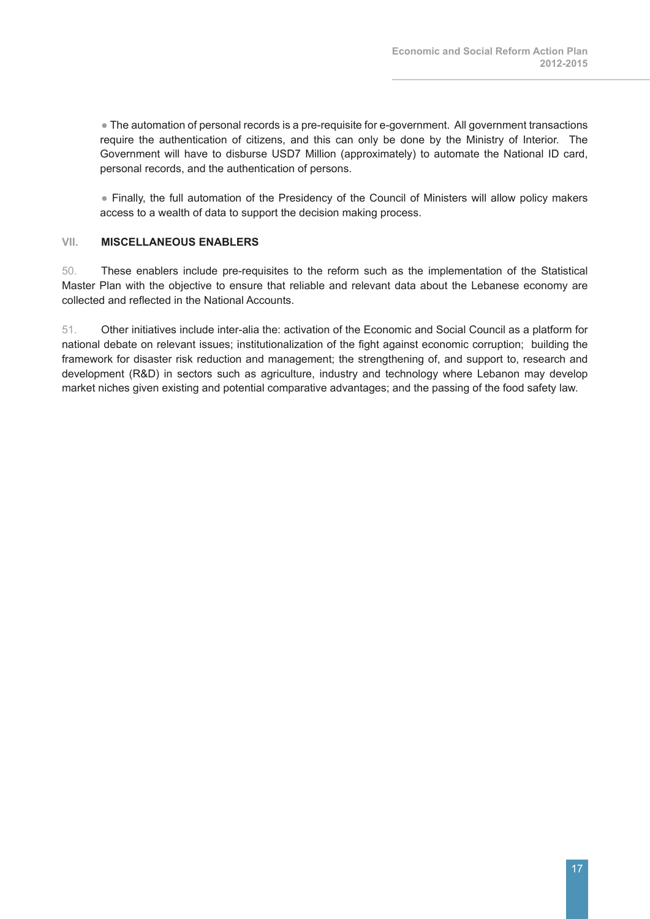- The automation of personal records is a pre-requisite for e-government. All government transactions require the authentication of citizens, and this can only be done by the Ministry of Interior. The Government will have to disburse USD7 Million (approximately) to automate the National ID card, personal records, and the authentication of persons.

- Finally, the full automation of the Presidency of the Council of Ministers will allow policy makers access to a wealth of data to support the decision making process.

## VII. MISCELLANEOUS ENABLERS

50. These enablers include pre-requisites to the reform such as the implementation of the Statistical Master Plan with the objective to ensure that reliable and relevant data about the Lebanese economy are collected and reflected in the National Accounts.

51. Other initiatives include inter-alia the: activation of the Economic and Social Council as a platform for national debate on relevant issues; institutionalization of the fight against economic corruption; building the framework for disaster risk reduction and management; the strengthening of, and support to, research and development (R&D) in sectors such as agriculture, industry and technology where Lebanon may develop market niches given existing and potential comparative advantages; and the passing of the food safety law.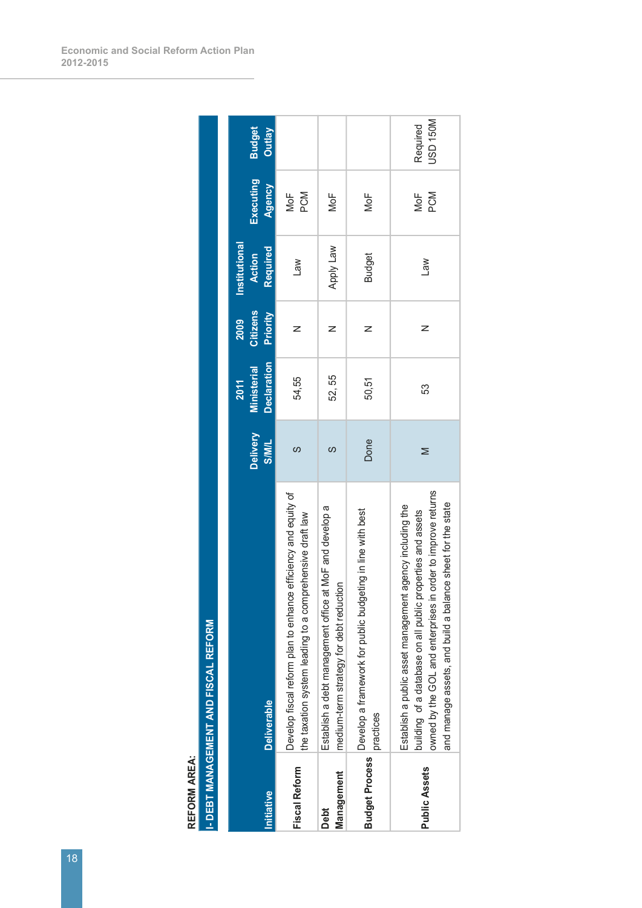REFORM AREA:

## I- DEBT MANAGEMENT AND FISCAL REFORM

| Initiative | Deliverable | Delivery S/M/L | 2011 Ministerial Declaration | 2009 Citizens Priority | Institutional Action Required | Executing Agency | Budget Outlay |
|---|---|---|---|---|---|---|---|
| **Fiscal Reform** | Develop fiscal reform plan to enhance efficiency and equity of the taxation system leading to a comprehensive draft law | S | 54,55 | N | Law | MoF PCM | |
| **Debt Management** | Establish a debt management office at MoF and develop a medium-term strategy for debt reduction | S | 52, 55 | N | Apply Law | MoF | |
| **Budget Process** | Develop a framework for public budgeting in line with best practices | Done | 50,51 | N | Budget | MoF | |
| **Public Assets** | Establish a public asset management agency including the building of a database on all public properties and assets owned by the GOL and enterprises in order to improve returns and manage assets, and build a balance sheet for the state | M | 53 | N | Law | MoF PCM | Required USD 150M |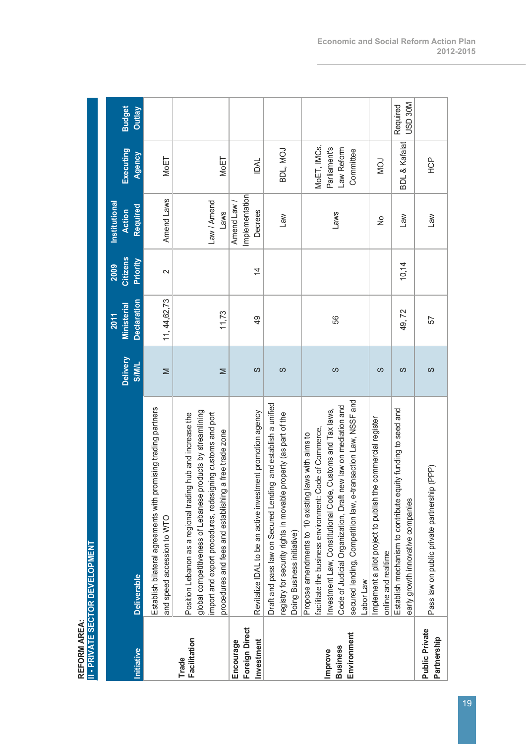REFORM AREA:
**II - PRIVATE SECTOR DEVELOPMENT**

| Initiative | Deliverable | Delivery S/M/L | 2011 Ministerial Declaration | 2009 Citizens Priority | Institutional Action Required | Executing Agency | Budget Outlay |
|---|---|---|---|---|---|---|---|
| Trade Facilitation | Establish bilateral agreements with promising trading partners and speed accession to WTO | M | 11, 44,62,73 | 2 | Amend Laws | MoET | |
| | Position Lebanon as a regional trading hub and increase the global competitiveness of Lebanese products by streamlining import and export procedures, redesigning customs and port procedures and fees and establishing a free trade zone | M | 11,73 | | Law / Amend Laws | MoET | |
| Encourage Foreign Direct Investment | Revitalize IDAL to be an active investment promotion agency | S | 49 | 14 | Amend Law / Implementation Decrees | IDAL | |
| Improve Business Environment | Draft and pass law on Secured Lending and establish a unified registry for security rights in movable property (as part of the Doing Business initiative) | S | | | Law | BDL, MOJ | |
| | Propose amendments to 10 existing laws with aims to facilitate the business environment: Code of Commerce, Investment Law, Constitutional Code, Customs and Tax laws, Code of Judicial Organization, Draft new law on mediation and secured lending, Competition law, e-transaction Law, NSSF and Labor Law | S | 56 | | Laws | MoET, IMCs, Parliament's Law Reform Committee | |
| | Implement a pilot project to publish the commercial register online and realtime | S | | | No | MOJ | |
| | Establish mechanism to contribute equity funding to seed and early growth innovative companies | S | 49, 72 | 10,14 | Law | BDL & Kafalat | Required USD 30M |
| Public Private Partnership | Pass law on public private partnership (PPP) | S | 57 | | Law | HCP | |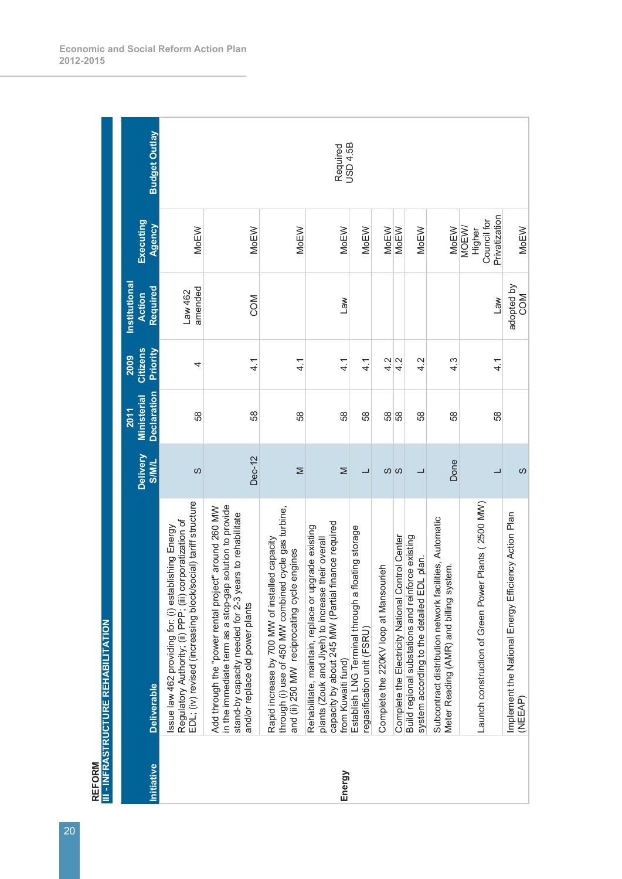REFORM

III - INFRASTRUCTURE REHABILITATION

| Initiative | Deliverable | Delivery S/M/L | 2011 Ministerial Declaration | 2009 Citizens Priority | Institutional Action Required | Executing Agency | Budget Outlay |
|---|---|---|---|---|---|---|---|
| Energy | Issue law 462 providing for: (i) establishing Energy Regulatory Authority; (ii) PPP; (iii) corporatization of EDL; (iv) revised (increasing block/social) tariff structure | S | 58 | 4 | Law 462 amended | MoEW | Required USD 4.5B |
| | Add through the "power rental project" around 260 MW in the immediate term as a stop-gap solution to provide stand-by capacity needed for 2-3 years to rehabilitate and/or replace old power plants | Dec-12 | 58 | 4.1 | COM | MoEW | |
| | Rapid increase by 700 MW of installed capacity through (i) use of 450 MW combined cycle gas turbine, and (ii) 250 MW reciprocating cycle engines | M | 58 | 4.1 | | MoEW | |
| | Rehabilitate, maintain, replace or upgrade existing plants (Zouk and Jiyeh) to increase their overall capacity by about 245 MW (Partial finance required from Kuwaiti fund) | M | 58 | 4.1 | Law | MoEW | |
| | Establish LNG Terminal through a floating storage regasification unit (FSRU) | L | 58 | 4.1 | | MoEW | |
| | Complete the 220KV loop at Mansourieh | S | 58 | 4.2 | | MoEW | |
| | Complete the Electricity National Control Center | S | 58 | 4.2 | | MoEW | |
| | Build regional substations and reinforce existing system according to the detailed EDL plan. | L | 58 | 4.2 | | MoEW | |
| | Subcontract distribution network facilities, Automatic Meter Reading (AMR) and billing system. | Done | 58 | 4.3 | | MoEW | |
| | Launch construction of Green Power Plants ( 2500 MW) | L | 58 | 4.1 | Law | MOEW/ Higher Council for Privatization | |
| | Implement the National Energy Efficiency Action Plan (NEEAP) | S | | | adopted by COM | MoEW | |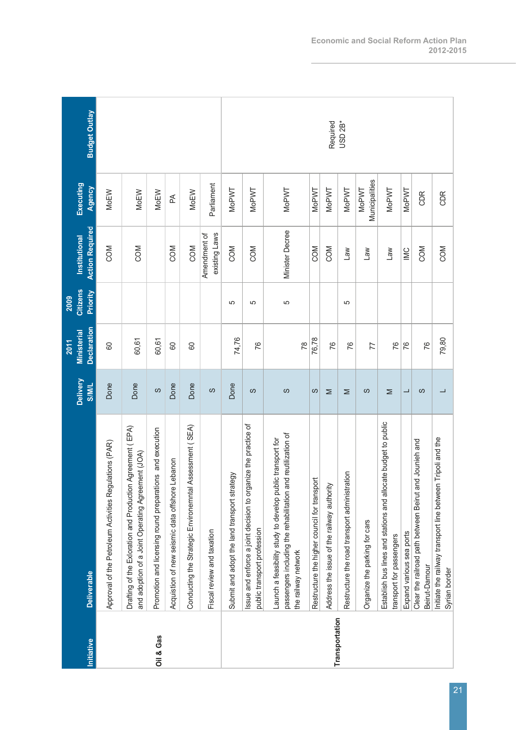| Initiative | Deliverable | Delivery S/M/L | 2011 Ministerial Declaration | 2009 Citizens Priority | Institutional Action Required | Executing Agency | Budget Outlay |
|---|---|---|---|---|---|---|---|
| Oil & Gas | Approval of the Petroleum Activities Regulations (PAR) | Done | 60 | | COM | MoEW | |
| | Drafting of the Exloration and Production Agreement ( EPA) and adoption of a Joint Operating Agreement (JOA) | Done | 60,61 | | COM | MoEW | |
| | Promotion and licensing round preparations and execution | S | 60,61 | | | MoEW | |
| | Acquistion of new seismic data offshore Lebanon | Done | 60 | | COM | PA | |
| | Conducting the Strategic Environemntal Assessment ( SEA) | Done | 60 | | COM | MoEW | |
| | Fiscal review and taxation | S | | | Amendment of existing Laws | Parliament | |
| Transportation | Submit and adopt the land transport strategy | Done | 74,76 | 5 | COM | MoPWT | Required USD 2B* |
| | Issue and enforce a joint decision to organize the practice of public transport profession | S | 76 | 5 | COM | MoPWT | |
| | Launch a feasibility study to develop public transport for passengers including the rehabilitation and reutilization of the railway network | S | 78 | 5 | Minister Decree | MoPWT | |
| | Restructure the higher council for transport | S | 76,78 | | COM | MoPWT | |
| | Address the issue of the railway authority | M | 76 | | COM | MoPWT | |
| | Restructure the road transport administration | M | 76 | 5 | Law | MoPWT | |
| | Organize the parking for cars | S | 77 | | Law | MoPWT Municipalities | |
| | Establish bus lines and stations and allocate budget to public transport for passengers | M | 76 | | Law | MoPWT | |
| | Expand various sea ports | L | 76 | | IMC | MoPWT | |
| | Clear the railroad path between Beirut and Jounieh and Beirut-Damour | S | 76 | | COM | CDR | |
| | Initiate the railway transport line between Tripoli and the Syrian border | L | 79,80 | | COM | CDR | |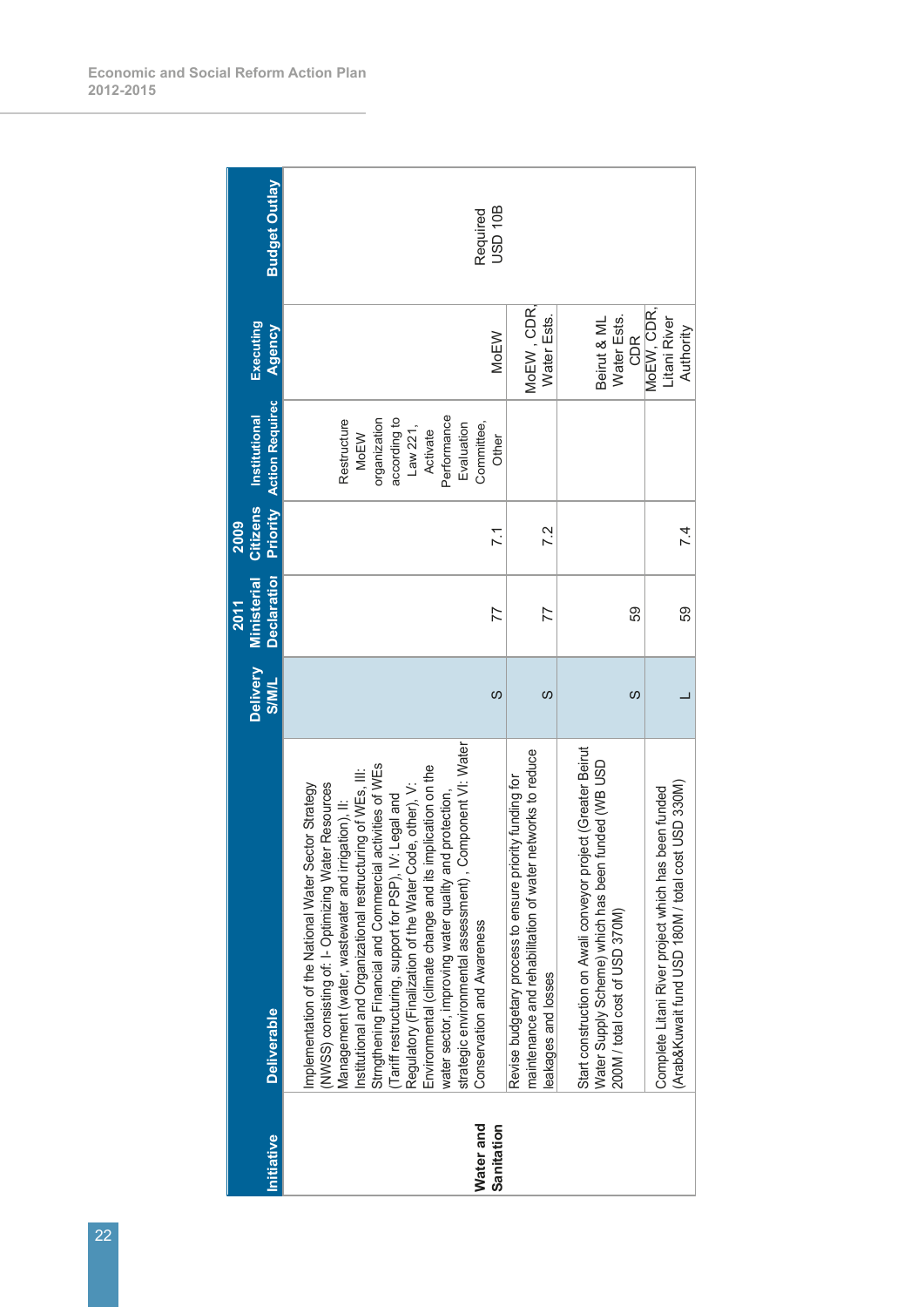| Initiative | Deliverable | Delivery S/M/L | 2011 Ministerial Declaration | 2009 Citizens Priority | Institutional Action Required | Executing Agency | Budget Outlay |
|---|---|---|---|---|---|---|---|
| Water and Sanitation | Implementation of the National Water Sector Strategy (NWSS) consisting of: I- Optimizing Water Resources Management (water, wastewater and irrigation), II: Institutional and Organizational restructuring of WEs, III: Strngthening Financial and Commercial activities of WEs (Tariff restructuring, support for PSP), IV: Legal and Regulatory (Finalization of the Water Code, other), V: Environmental (climate change and its implication on the water sector, improving water quality and protection, strategic environmental assessment) , Component VI: Water Conservation and Awareness | S | 77 | 7.1 | Restructure MoEW organization according to Law 221, Activate Performance Evaluation Committee, Other | MoEW | Required USD 10B |
| | Revise budgetary process to ensure priority funding for maintenance and rehabilitation of water networks to reduce leakages and losses | S | 77 | 7.2 | | MoEW , CDR, Water Ests. | |
| | Start construction on Awali conveyor project (Greater Beirut Water Supply Scheme) which has been funded (WB USD 200M / total cost of USD 370M) | S | 59 | | | Beirut & ML Water Ests. CDR | |
| | Complete Litani River project which has been funded (Arab&Kuwait fund USD 180M / total cost USD 330M) | L | 59 | 7.4 | | MoEW, CDR, Litani River Authority | |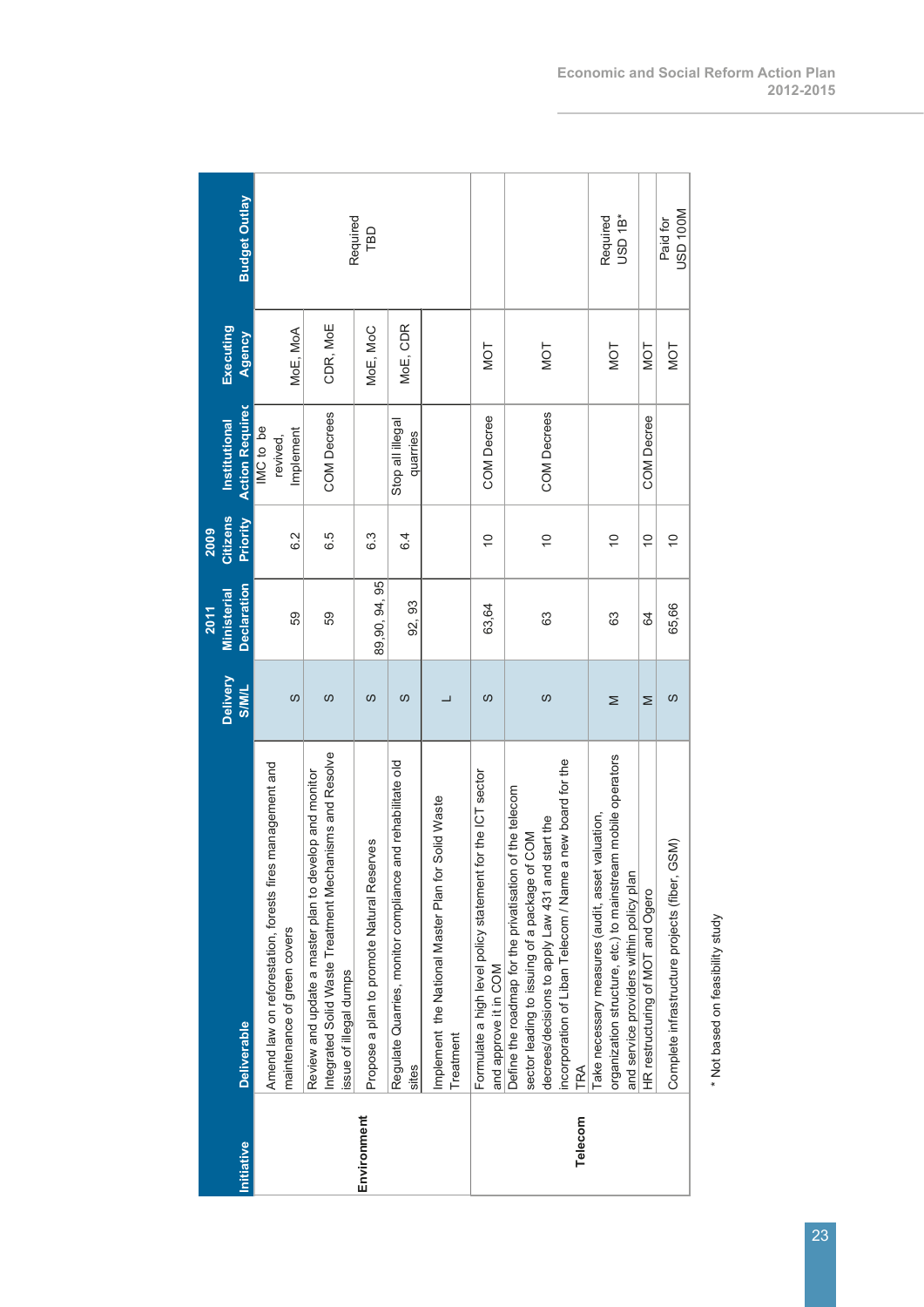| Initiative | Deliverable | Delivery S/M/L | 2011 Ministerial Declaration | 2009 Citizens Priority | Institutional Action Required | Executing Agency | Budget Outlay |
|---|---|---|---|---|---|---|---|
| Environment | Amend law on reforestation, forests fires management and maintenance of green covers | S | 59 | 6.2 | IMC to be revived, Implement | MoE, MoA | Required TBD |
| | Review and update a master plan to develop and monitor Integrated Solid Waste Treatment Mechanisms and Resolve issue of illegal dumps | S | 59 | 6.5 | COM Decrees | CDR, MoE | |
| | Propose a plan to promote Natural Reserves | S | 89,90, 94, 95 | 6.3 | | MoE, MoC | |
| | Regulate Quarries, monitor compliance and rehabilitate old sites | S | 92, 93 | 6.4 | Stop all illegal quarries | MoE, CDR | |
| | Implement the National Master Plan for Solid Waste Treatment | L | | | | | |
| Telecom | Formulate a high level policy statement for the ICT sector and approve it in COM | S | 63,64 | 10 | COM Decree | MOT | |
| | Define the roadmap for the privatisation of the telecom sector leading to issuing of a package of COM decrees/decisions to apply Law 431 and start the incorporation of Liban Telecom / Name a new board for the TRA | S | 63 | 10 | COM Decrees | MOT | |
| | Take necessary measures (audit, asset valuation, organization structure, etc.) to mainstream mobile operators and service providers within policy plan | M | 63 | 10 | | MOT | Required USD 1B* |
| | HR restructuring of MOT and Ogero | M | 64 | 10 | COM Decree | MOT | |
| | Complete infrastructure projects (fiber, GSM) | S | 65,66 | 10 | | MOT | Paid for USD 100M |

* Not based on feasibility study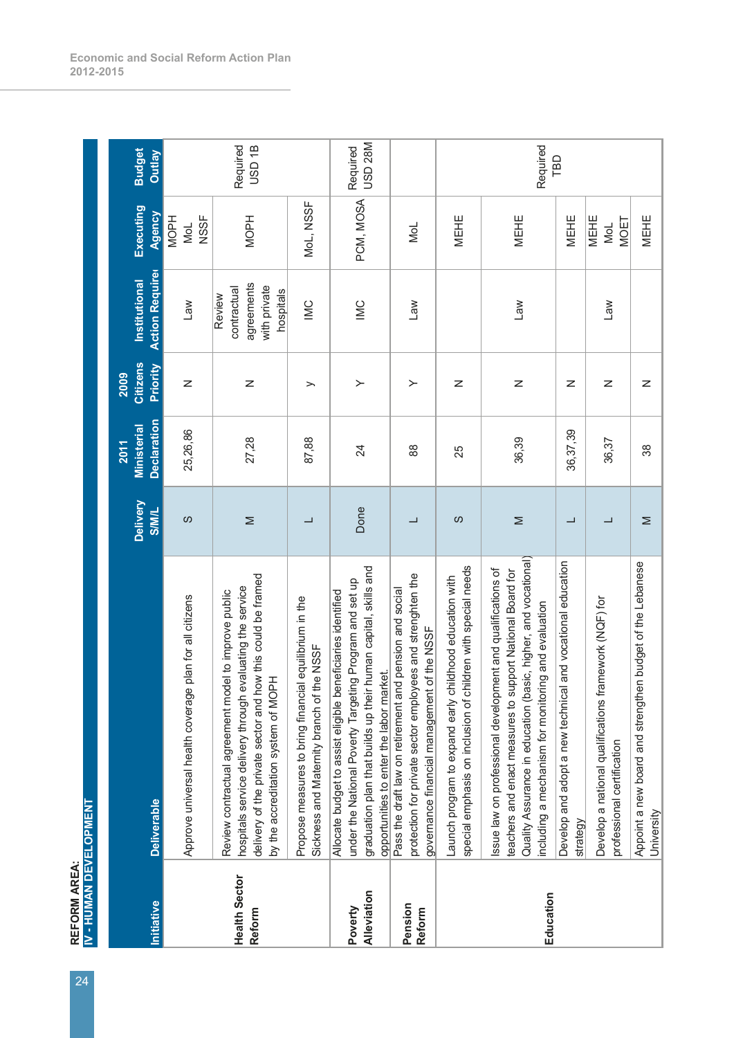REFORM AREA:
IV - HUMAN DEVELOPMENT

| Initiative | Deliverable | Delivery S/M/L | 2011 Ministerial Declaration | 2009 Citizens Priority | Institutional Action Required | Executing Agency | Budget Outlay |
|---|---|---|---|---|---|---|---|
| Health Sector Reform | Approve universal health coverage plan for all citizens | S | 25,26,86 | N | Law | MOPH MoL NSSF | Required USD 1B |
| | Review contractual agreement model to improve public hospitals service delivery through evaluating the service delivery of the private sector and how this could be framed by the accreditation system of MOPH | M | 27,28 | N | Review contractual agreements with private hospitals | MOPH | |
| | Propose measures to bring financial equilibrium in the Sickness and Maternity branch of the NSSF | L | 87,88 | y | IMC | MoL, NSSF | |
| Poverty Alleviation | Allocate budget to assist eligible beneficiaries identified under the National Poverty Targeting Program and set up graduation plan that builds up their human capital, skills and opportunities to enter the labor market. | Done | 24 | Y | IMC | PCM, MOSA | Required USD 28M |
| Pension Reform | Pass the draft law on retirement and pension and social protection for private sector employees and strengthen the governance financial management of the NSSF | L | 88 | Y | Law | MoL | |
| Education | Launch program to expand early childhood education with special emphasis on inclusion of children with special needs | S | 25 | N | | MEHE | Required TBD |
| | Issue law on professional development and qualifications of teachers and enact measures to support National Board for Quality Assurance in education (basic, higher, and vocational) including a mechanism for monitoring and evaluation | M | 36,39 | N | Law | MEHE | |
| | Develop and adopt a new technical and vocational education strategy | L | 36,37,39 | N | | MEHE | |
| | Develop a national qualifications framework (NQF) for professional certification | L | 36,37 | N | Law | MEHE MoL MOET | |
| | Appoint a new board and strengthen budget of the Lebanese University | M | 38 | N | | MEHE | |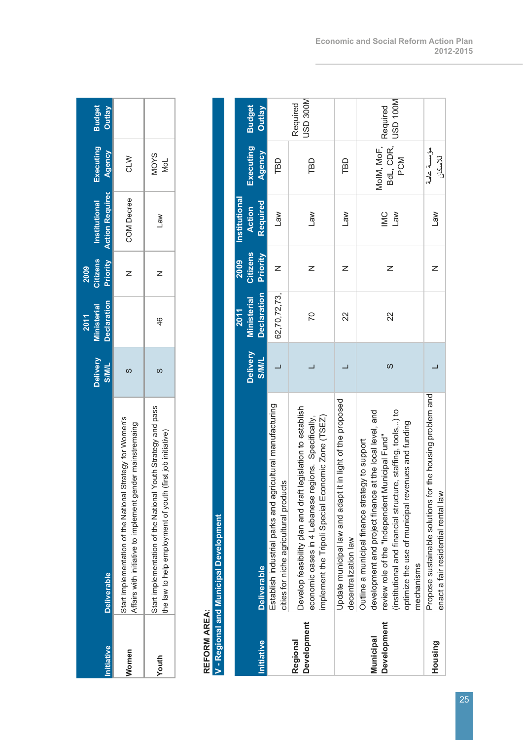| Initiative | Deliverable | Delivery S/M/L | 2011 Ministerial Declaration | 2009 Citizens Priority | Institutional Action Required | Executing Agency | Budget Outlay |
|---|---|---|---|---|---|---|---|
| Women | Start implementation of the National Strategy for Women's Affairs with initiative to implement gender mainstremaing | S | | N | COM Decree | CLW | |
| Youth | Start implementation of the National Youth Strategy and pass the law to help employment of youth (first job initiative) | S | 46 | N | Law | MOYS MoL | |

**REFORM AREA:**

**V - Regional and Municipal Development**

| Initiative | Deliverable | Delivery S/M/L | 2011 Ministerial Declaration | 2009 Citizens Priority | Institutional Action Required | Executing Agency | Budget Outlay |
|---|---|---|---|---|---|---|---|
| Regional Development | Establish industrial parks and agricultural manufacturing cities for niche agricultural products | L | 62,70,72,73, | N | Law | TBD | Required USD 300M |
| | Develop feasibility plan and draft legislation to establish economic oases in 4 Lebanese regions. Specifically, implement the Tripoli Special Economic Zone (TSEZ) | L | 70 | N | Law | TBD | |
| Municipal Development | Update municipal law and adapt it in light of the proposed decentralization law | L | 22 | N | Law | TBD | Required USD 100M |
| | Outline a municipal finance strategy to support development and project finance at the local level, and review role of the "Independent Municipal Fund" (institutional and financial structure, staffing, tools,..) to optimize the use of municipal revenues and funding mechanisms | S | 22 | N | IMC Law | MoIM, MoF, BdL, CDR, PCM | |
| Housing | Propose sustainable solutions for the housing problem and enact a fair residential rental law | L | | N | Law | مؤسسة عامة للاسكان | |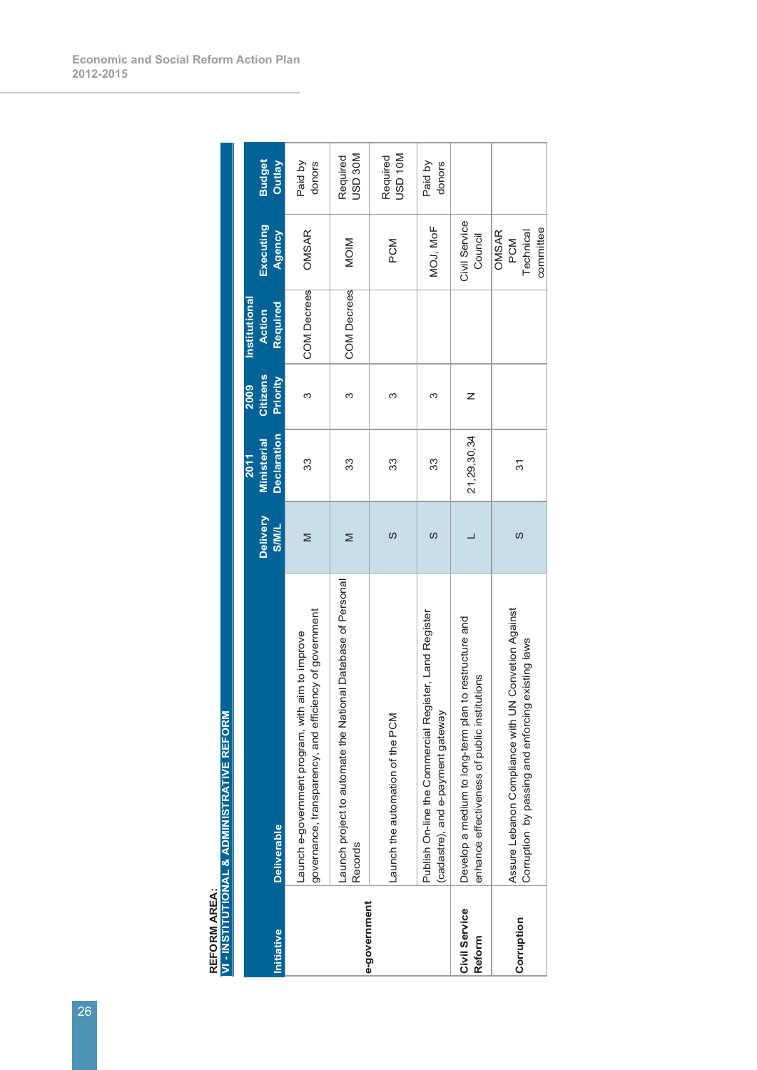**REFORM AREA:**
**VI - INSTITUTIONAL & ADMINISTRATIVE REFORM**

| Initiative | Deliverable | Delivery S/M/L | 2011 Ministerial Declaration | 2009 Citizens Priority | Institutional Action Required | Executing Agency | Budget Outlay |
|---|---|---|---|---|---|---|---|
| e-government | Launch e-government program, with aim to improve governance, transparency, and efficiency of government | M | 33 | 3 | COM Decrees | OMSAR | Paid by donors |
| | Launch project to automate the National Database of Personal Records | M | 33 | 3 | COM Decrees | MOIM | Required USD 30M |
| | Launch the automation of the PCM | S | 33 | 3 | | PCM | Required USD 10M |
| | Publish On-line the Commercial Register, Land Register (cadastre), and e-payment gateway | S | 33 | 3 | | MOJ, MoF | Paid by donors |
| Civil Service Reform | Develop a medium to long-term plan to restructure and enhance effectiveness of public institutions | L | 21,29,30,34 | N | | Civil Service Council | |
| Corruption | Assure Lebanon Compliance with UN Convetion Against Corruption by passing and enforcing existing laws | S | 31 | | | OMSAR PCM Technical committee | |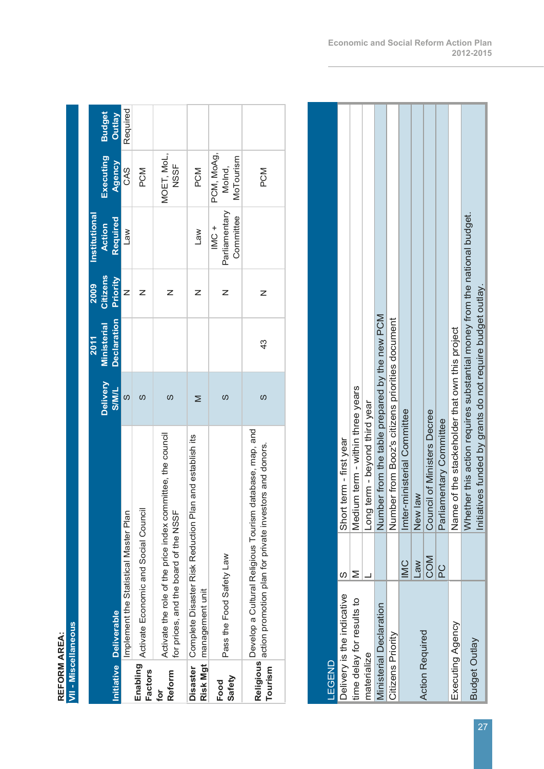**REFORM AREA:**

**VII - Miscellaneous**

| Initiative | Deliverable | Delivery S/M/L | 2011 Ministerial Declaration | 2009 Citizens Priority | Institutional Action Required | Executing Agency | Budget Outlay |
|---|---|---|---|---|---|---|---|
| Enabling Factors for Reform | Implement the Statistical Master Plan | S | | N | Law | CAS | Required |
| | Activate Economic and Social Council | S | | N | | PCM | |
| | Activate the role of the price index committee, the council for prices, and the board of the NSSF | S | | N | | MOET, MoL, NSSF | |
| Disaster Risk Mgt | Complete Disaster Risk Reduction Plan and establish its management unit | M | | N | Law | PCM | |
| Food Safety | Pass the Food Safety Law | S | | N | IMC + Parliamentary Committee | PCM, MoAg, MoInd, MoTourism | |
| Religious Tourism | Develop a Cultural Religious Tourism database, map, and action promotion plan for private investors and donors. | S | 43 | N | | PCM | |

**LEGEND**

| | | |
|---|---|---|
| Delivery is the indicative time delay for results to materialize | S | Short term - first year |
| | M | Medium term - within three years |
| | L | Long term - beyond third year |
| Ministerial Declaration | | Number from the table prepared by the new PCM |
| Citizens Priority | | Number from Booz's citizens priorities document |
| Action Required | IMC | Inter-ministerial Committee |
| | Law | New law |
| | COM | Council of Ministers Decree |
| | PC | Parliamentary Committee |
| Executing Agency | | Name of the stakeholder that own this project |
| Budget Outlay | | Whether this action requires substantial money from the national budget. Initiatives funded by grants do not require budget outlay. |